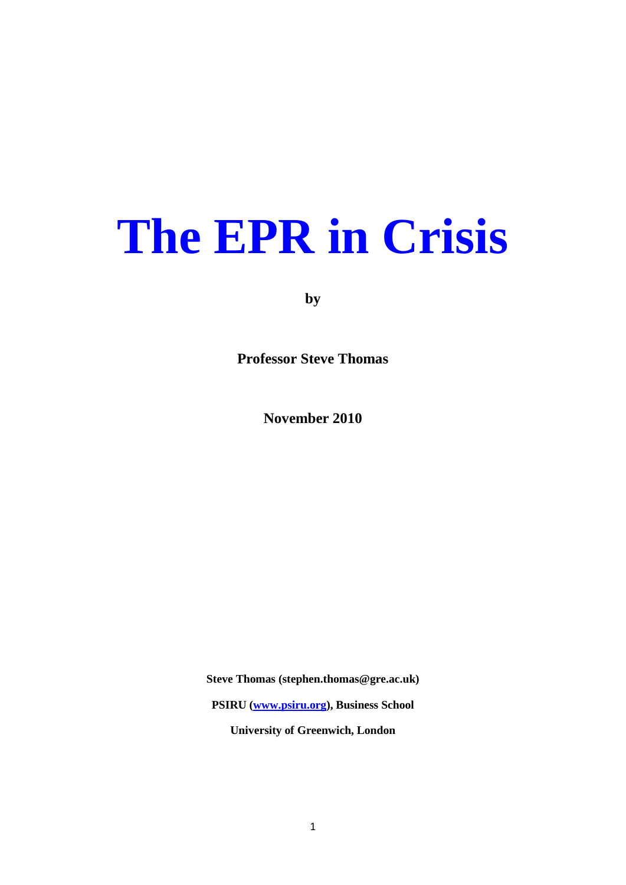# The EPR in Crisis

**by**

**Professor Steve Thomas**

**November 2010**

**Steve Thomas (stephen.thomas@gre.ac.uk)**

**PSIRU ([www.psiru.org](http://www.psiru.org)), Business School**

**University of Greenwich, London**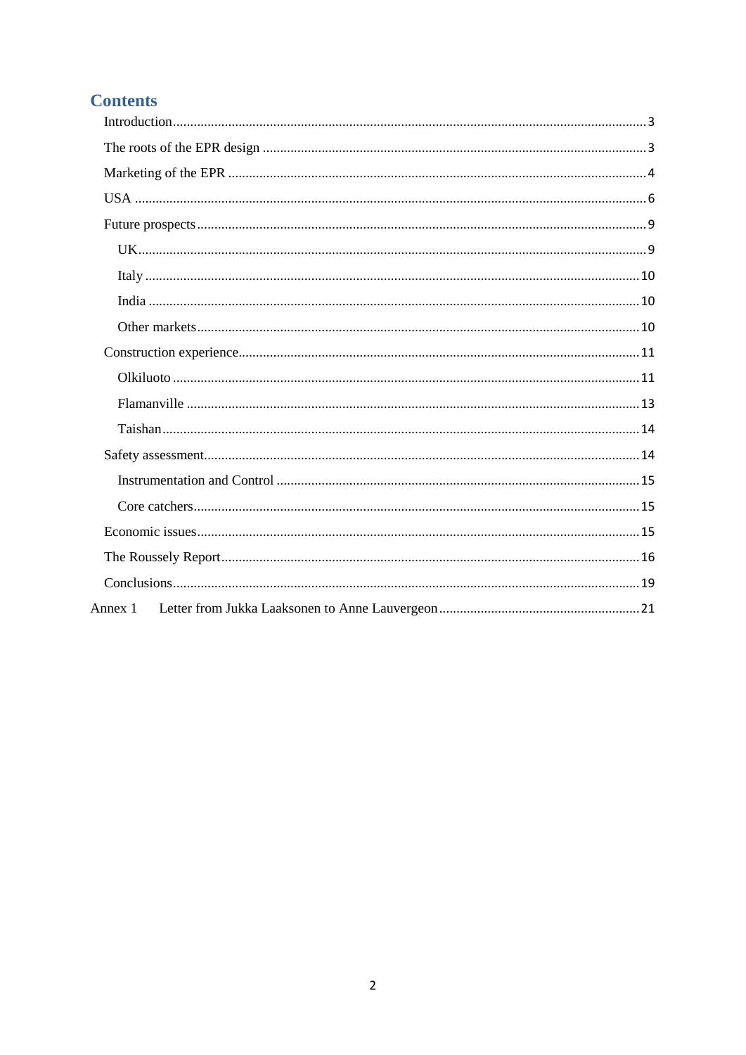# Contents

- Introduction ... 3
- The roots of the EPR design ... 3
- Marketing of the EPR ... 4
- USA ... 6
- Future prospects ... 9
  - UK ... 9
  - Italy ... 10
  - India ... 10
  - Other markets ... 10
- Construction experience ... 11
  - Olkiluoto ... 11
  - Flamanville ... 13
  - Taishan ... 14
- Safety assessment ... 14
  - Instrumentation and Control ... 15
  - Core catchers ... 15
- Economic issues ... 15
- The Roussely Report ... 16
- Conclusions ... 19

Annex 1 Letter from Jukka Laaksonen to Anne Lauvergeon ... 21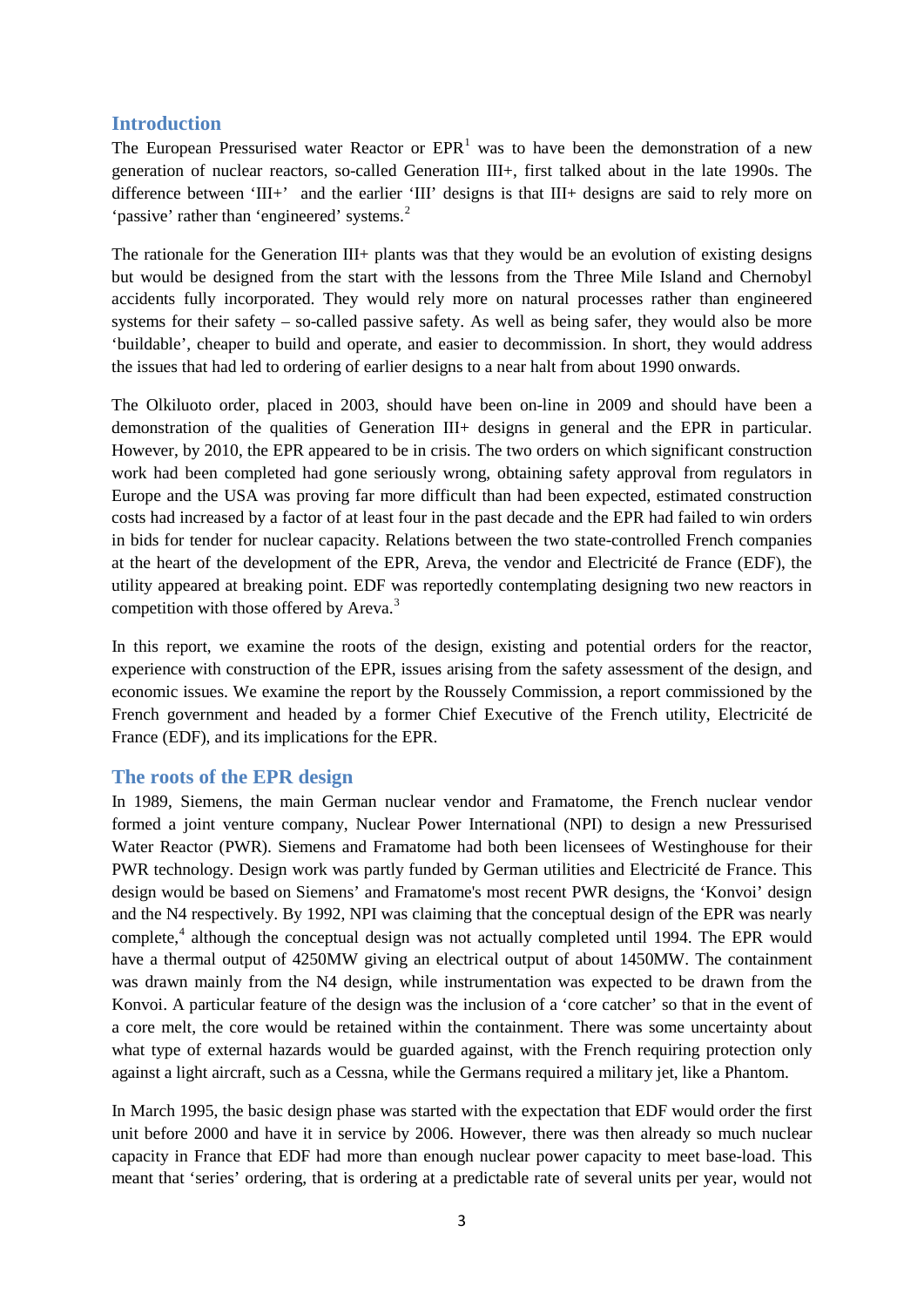## Introduction

The European Pressurised water Reactor or EPR[1] was to have been the demonstration of a new generation of nuclear reactors, so-called Generation III+, first talked about in the late 1990s. The difference between 'III+' and the earlier 'III' designs is that III+ designs are said to rely more on 'passive' rather than 'engineered' systems.[2]

The rationale for the Generation III+ plants was that they would be an evolution of existing designs but would be designed from the start with the lessons from the Three Mile Island and Chernobyl accidents fully incorporated. They would rely more on natural processes rather than engineered systems for their safety – so-called passive safety. As well as being safer, they would also be more 'buildable', cheaper to build and operate, and easier to decommission. In short, they would address the issues that had led to ordering of earlier designs to a near halt from about 1990 onwards.

The Olkiluoto order, placed in 2003, should have been on-line in 2009 and should have been a demonstration of the qualities of Generation III+ designs in general and the EPR in particular. However, by 2010, the EPR appeared to be in crisis. The two orders on which significant construction work had been completed had gone seriously wrong, obtaining safety approval from regulators in Europe and the USA was proving far more difficult than had been expected, estimated construction costs had increased by a factor of at least four in the past decade and the EPR had failed to win orders in bids for tender for nuclear capacity. Relations between the two state-controlled French companies at the heart of the development of the EPR, Areva, the vendor and Electricité de France (EDF), the utility appeared at breaking point. EDF was reportedly contemplating designing two new reactors in competition with those offered by Areva.[3]

In this report, we examine the roots of the design, existing and potential orders for the reactor, experience with construction of the EPR, issues arising from the safety assessment of the design, and economic issues. We examine the report by the Roussely Commission, a report commissioned by the French government and headed by a former Chief Executive of the French utility, Electricité de France (EDF), and its implications for the EPR.

## The roots of the EPR design

In 1989, Siemens, the main German nuclear vendor and Framatome, the French nuclear vendor formed a joint venture company, Nuclear Power International (NPI) to design a new Pressurised Water Reactor (PWR). Siemens and Framatome had both been licensees of Westinghouse for their PWR technology. Design work was partly funded by German utilities and Electricité de France. This design would be based on Siemens' and Framatome's most recent PWR designs, the 'Konvoi' design and the N4 respectively. By 1992, NPI was claiming that the conceptual design of the EPR was nearly complete,[4] although the conceptual design was not actually completed until 1994. The EPR would have a thermal output of 4250MW giving an electrical output of about 1450MW. The containment was drawn mainly from the N4 design, while instrumentation was expected to be drawn from the Konvoi. A particular feature of the design was the inclusion of a 'core catcher' so that in the event of a core melt, the core would be retained within the containment. There was some uncertainty about what type of external hazards would be guarded against, with the French requiring protection only against a light aircraft, such as a Cessna, while the Germans required a military jet, like a Phantom.

In March 1995, the basic design phase was started with the expectation that EDF would order the first unit before 2000 and have it in service by 2006. However, there was then already so much nuclear capacity in France that EDF had more than enough nuclear power capacity to meet base-load. This meant that 'series' ordering, that is ordering at a predictable rate of several units per year, would not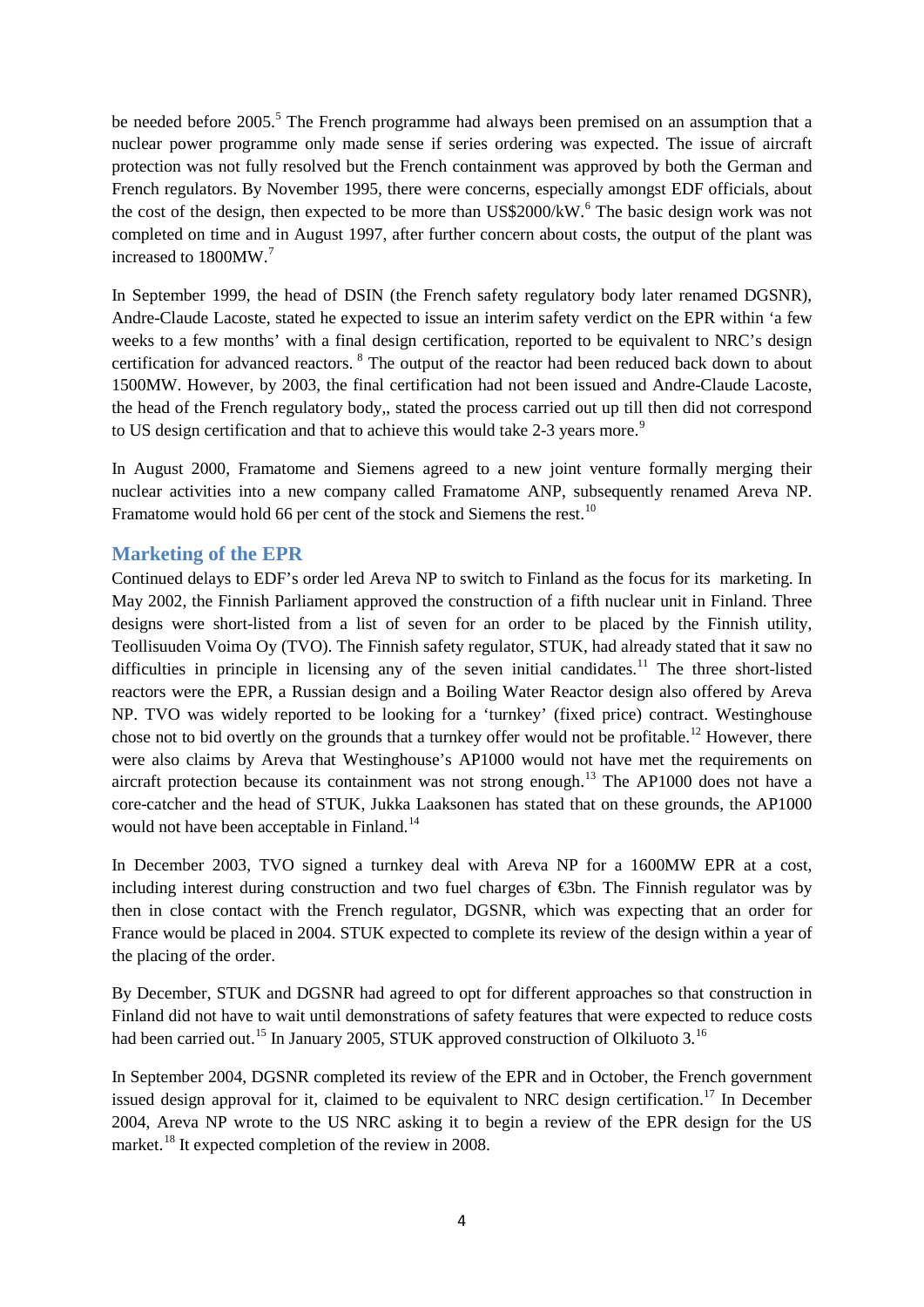be needed before 2005.[5] The French programme had always been premised on an assumption that a nuclear power programme only made sense if series ordering was expected. The issue of aircraft protection was not fully resolved but the French containment was approved by both the German and French regulators. By November 1995, there were concerns, especially amongst EDF officials, about the cost of the design, then expected to be more than US$2000/kW.[6] The basic design work was not completed on time and in August 1997, after further concern about costs, the output of the plant was increased to 1800MW.[7]

In September 1999, the head of DSIN (the French safety regulatory body later renamed DGSNR), Andre-Claude Lacoste, stated he expected to issue an interim safety verdict on the EPR within 'a few weeks to a few months' with a final design certification, reported to be equivalent to NRC's design certification for advanced reactors. [8] The output of the reactor had been reduced back down to about 1500MW. However, by 2003, the final certification had not been issued and Andre-Claude Lacoste, the head of the French regulatory body,, stated the process carried out up till then did not correspond to US design certification and that to achieve this would take 2-3 years more.[9]

In August 2000, Framatome and Siemens agreed to a new joint venture formally merging their nuclear activities into a new company called Framatome ANP, subsequently renamed Areva NP. Framatome would hold 66 per cent of the stock and Siemens the rest.[10]

## Marketing of the EPR

Continued delays to EDF's order led Areva NP to switch to Finland as the focus for its marketing. In May 2002, the Finnish Parliament approved the construction of a fifth nuclear unit in Finland. Three designs were short-listed from a list of seven for an order to be placed by the Finnish utility, Teollisuuden Voima Oy (TVO). The Finnish safety regulator, STUK, had already stated that it saw no difficulties in principle in licensing any of the seven initial candidates.[11] The three short-listed reactors were the EPR, a Russian design and a Boiling Water Reactor design also offered by Areva NP. TVO was widely reported to be looking for a 'turnkey' (fixed price) contract. Westinghouse chose not to bid overtly on the grounds that a turnkey offer would not be profitable.[12] However, there were also claims by Areva that Westinghouse's AP1000 would not have met the requirements on aircraft protection because its containment was not strong enough.[13] The AP1000 does not have a core-catcher and the head of STUK, Jukka Laaksonen has stated that on these grounds, the AP1000 would not have been acceptable in Finland.[14]

In December 2003, TVO signed a turnkey deal with Areva NP for a 1600MW EPR at a cost, including interest during construction and two fuel charges of €3bn. The Finnish regulator was by then in close contact with the French regulator, DGSNR, which was expecting that an order for France would be placed in 2004. STUK expected to complete its review of the design within a year of the placing of the order.

By December, STUK and DGSNR had agreed to opt for different approaches so that construction in Finland did not have to wait until demonstrations of safety features that were expected to reduce costs had been carried out.[15] In January 2005, STUK approved construction of Olkiluoto 3.[16]

In September 2004, DGSNR completed its review of the EPR and in October, the French government issued design approval for it, claimed to be equivalent to NRC design certification.[17] In December 2004, Areva NP wrote to the US NRC asking it to begin a review of the EPR design for the US market.[18] It expected completion of the review in 2008.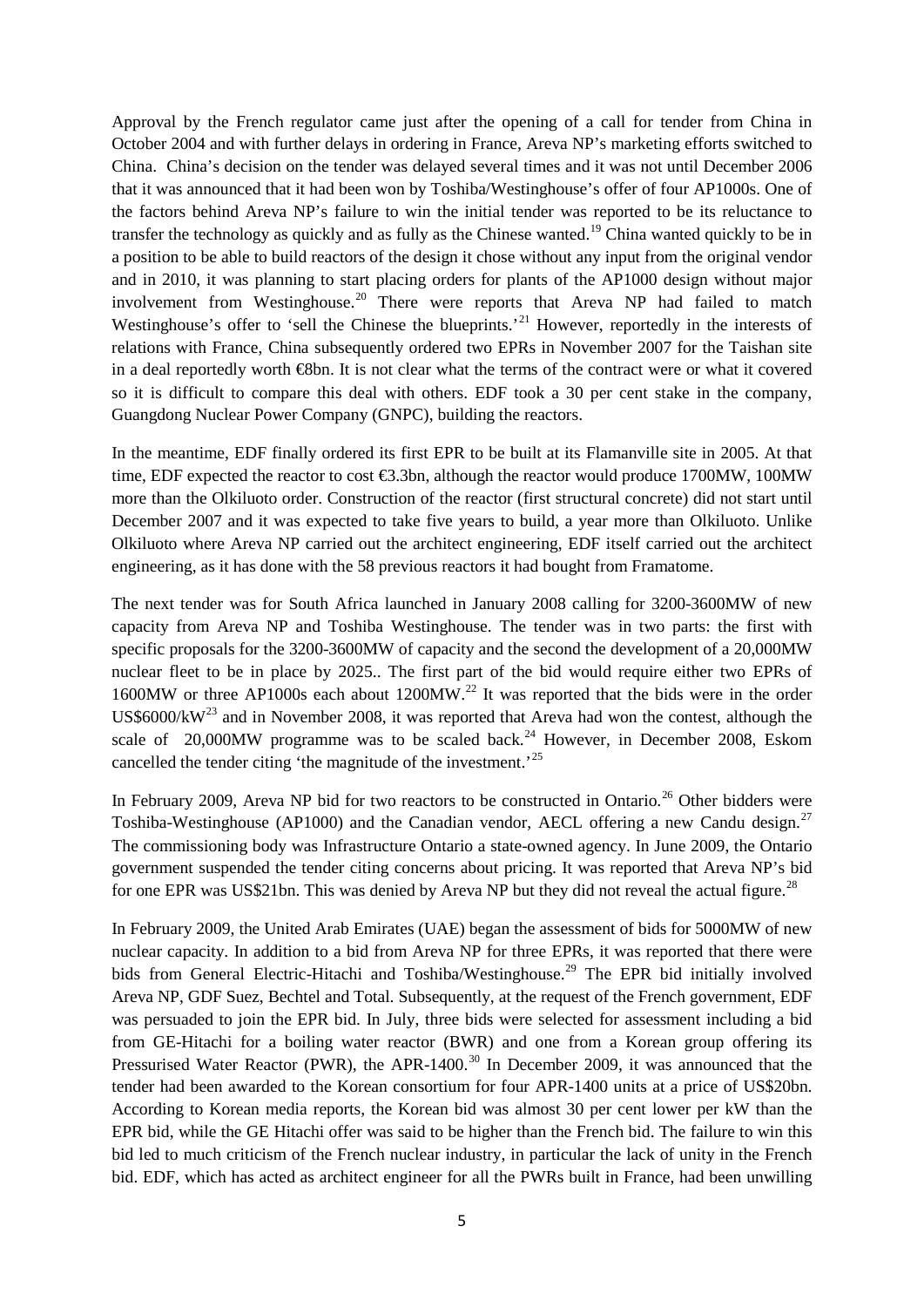Approval by the French regulator came just after the opening of a call for tender from China in October 2004 and with further delays in ordering in France, Areva NP's marketing efforts switched to China. China's decision on the tender was delayed several times and it was not until December 2006 that it was announced that it had been won by Toshiba/Westinghouse's offer of four AP1000s. One of the factors behind Areva NP's failure to win the initial tender was reported to be its reluctance to transfer the technology as quickly and as fully as the Chinese wanted.[19] China wanted quickly to be in a position to be able to build reactors of the design it chose without any input from the original vendor and in 2010, it was planning to start placing orders for plants of the AP1000 design without major involvement from Westinghouse.[20] There were reports that Areva NP had failed to match Westinghouse's offer to 'sell the Chinese the blueprints.'[21] However, reportedly in the interests of relations with France, China subsequently ordered two EPRs in November 2007 for the Taishan site in a deal reportedly worth €8bn. It is not clear what the terms of the contract were or what it covered so it is difficult to compare this deal with others. EDF took a 30 per cent stake in the company, Guangdong Nuclear Power Company (GNPC), building the reactors.

In the meantime, EDF finally ordered its first EPR to be built at its Flamanville site in 2005. At that time, EDF expected the reactor to cost €3.3bn, although the reactor would produce 1700MW, 100MW more than the Olkiluoto order. Construction of the reactor (first structural concrete) did not start until December 2007 and it was expected to take five years to build, a year more than Olkiluoto. Unlike Olkiluoto where Areva NP carried out the architect engineering, EDF itself carried out the architect engineering, as it has done with the 58 previous reactors it had bought from Framatome.

The next tender was for South Africa launched in January 2008 calling for 3200-3600MW of new capacity from Areva NP and Toshiba Westinghouse. The tender was in two parts: the first with specific proposals for the 3200-3600MW of capacity and the second the development of a 20,000MW nuclear fleet to be in place by 2025.. The first part of the bid would require either two EPRs of 1600MW or three AP1000s each about 1200MW.[22] It was reported that the bids were in the order US$6000/kW[23] and in November 2008, it was reported that Areva had won the contest, although the scale of 20,000MW programme was to be scaled back.[24] However, in December 2008, Eskom cancelled the tender citing 'the magnitude of the investment.'[25]

In February 2009, Areva NP bid for two reactors to be constructed in Ontario.[26] Other bidders were Toshiba-Westinghouse (AP1000) and the Canadian vendor, AECL offering a new Candu design.[27] The commissioning body was Infrastructure Ontario a state-owned agency. In June 2009, the Ontario government suspended the tender citing concerns about pricing. It was reported that Areva NP's bid for one EPR was US$21bn. This was denied by Areva NP but they did not reveal the actual figure.[28]

In February 2009, the United Arab Emirates (UAE) began the assessment of bids for 5000MW of new nuclear capacity. In addition to a bid from Areva NP for three EPRs, it was reported that there were bids from General Electric-Hitachi and Toshiba/Westinghouse.[29] The EPR bid initially involved Areva NP, GDF Suez, Bechtel and Total. Subsequently, at the request of the French government, EDF was persuaded to join the EPR bid. In July, three bids were selected for assessment including a bid from GE-Hitachi for a boiling water reactor (BWR) and one from a Korean group offering its Pressurised Water Reactor (PWR), the APR-1400.[30] In December 2009, it was announced that the tender had been awarded to the Korean consortium for four APR-1400 units at a price of US$20bn. According to Korean media reports, the Korean bid was almost 30 per cent lower per kW than the EPR bid, while the GE Hitachi offer was said to be higher than the French bid. The failure to win this bid led to much criticism of the French nuclear industry, in particular the lack of unity in the French bid. EDF, which has acted as architect engineer for all the PWRs built in France, had been unwilling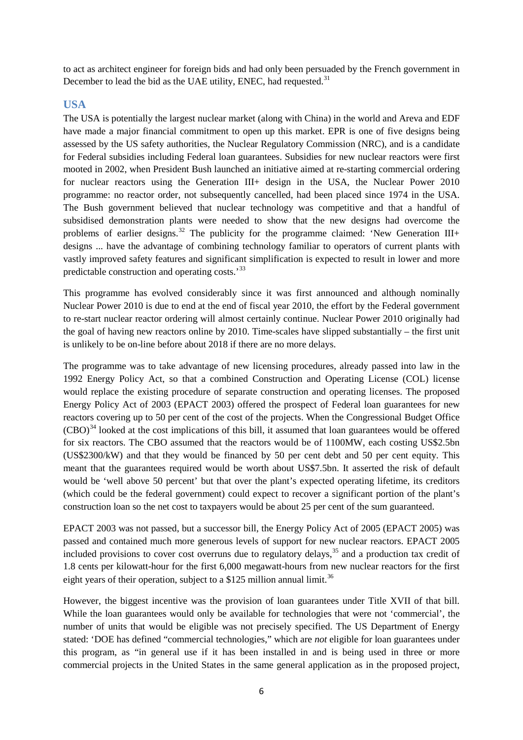to act as architect engineer for foreign bids and had only been persuaded by the French government in December to lead the bid as the UAE utility, ENEC, had requested.[31]

## USA

The USA is potentially the largest nuclear market (along with China) in the world and Areva and EDF have made a major financial commitment to open up this market. EPR is one of five designs being assessed by the US safety authorities, the Nuclear Regulatory Commission (NRC), and is a candidate for Federal subsidies including Federal loan guarantees. Subsidies for new nuclear reactors were first mooted in 2002, when President Bush launched an initiative aimed at re-starting commercial ordering for nuclear reactors using the Generation III+ design in the USA, the Nuclear Power 2010 programme: no reactor order, not subsequently cancelled, had been placed since 1974 in the USA. The Bush government believed that nuclear technology was competitive and that a handful of subsidised demonstration plants were needed to show that the new designs had overcome the problems of earlier designs.[32] The publicity for the programme claimed: 'New Generation III+ designs ... have the advantage of combining technology familiar to operators of current plants with vastly improved safety features and significant simplification is expected to result in lower and more predictable construction and operating costs.'[33]

This programme has evolved considerably since it was first announced and although nominally Nuclear Power 2010 is due to end at the end of fiscal year 2010, the effort by the Federal government to re-start nuclear reactor ordering will almost certainly continue. Nuclear Power 2010 originally had the goal of having new reactors online by 2010. Time-scales have slipped substantially – the first unit is unlikely to be on-line before about 2018 if there are no more delays.

The programme was to take advantage of new licensing procedures, already passed into law in the 1992 Energy Policy Act, so that a combined Construction and Operating License (COL) license would replace the existing procedure of separate construction and operating licenses. The proposed Energy Policy Act of 2003 (EPACT 2003) offered the prospect of Federal loan guarantees for new reactors covering up to 50 per cent of the cost of the projects. When the Congressional Budget Office (CBO)[34] looked at the cost implications of this bill, it assumed that loan guarantees would be offered for six reactors. The CBO assumed that the reactors would be of 1100MW, each costing US$2.5bn (US$2300/kW) and that they would be financed by 50 per cent debt and 50 per cent equity. This meant that the guarantees required would be worth about US$7.5bn. It asserted the risk of default would be 'well above 50 percent' but that over the plant's expected operating lifetime, its creditors (which could be the federal government) could expect to recover a significant portion of the plant's construction loan so the net cost to taxpayers would be about 25 per cent of the sum guaranteed.

EPACT 2003 was not passed, but a successor bill, the Energy Policy Act of 2005 (EPACT 2005) was passed and contained much more generous levels of support for new nuclear reactors. EPACT 2005 included provisions to cover cost overruns due to regulatory delays,[35] and a production tax credit of 1.8 cents per kilowatt-hour for the first 6,000 megawatt-hours from new nuclear reactors for the first eight years of their operation, subject to a $125 million annual limit.[36]

However, the biggest incentive was the provision of loan guarantees under Title XVII of that bill. While the loan guarantees would only be available for technologies that were not 'commercial', the number of units that would be eligible was not precisely specified. The US Department of Energy stated: 'DOE has defined "commercial technologies," which are *not* eligible for loan guarantees under this program, as "in general use if it has been installed in and is being used in three or more commercial projects in the United States in the same general application as in the proposed project,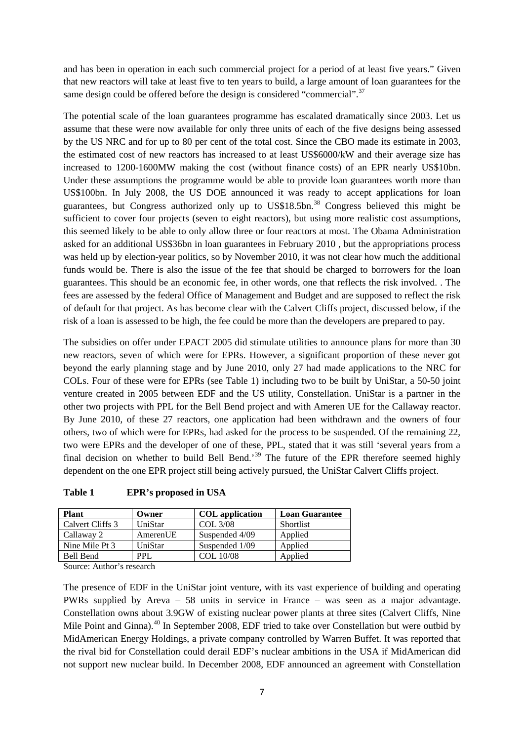and has been in operation in each such commercial project for a period of at least five years." Given that new reactors will take at least five to ten years to build, a large amount of loan guarantees for the same design could be offered before the design is considered "commercial".[37]

The potential scale of the loan guarantees programme has escalated dramatically since 2003. Let us assume that these were now available for only three units of each of the five designs being assessed by the US NRC and for up to 80 per cent of the total cost. Since the CBO made its estimate in 2003, the estimated cost of new reactors has increased to at least US$6000/kW and their average size has increased to 1200-1600MW making the cost (without finance costs) of an EPR nearly US$10bn. Under these assumptions the programme would be able to provide loan guarantees worth more than US$100bn. In July 2008, the US DOE announced it was ready to accept applications for loan guarantees, but Congress authorized only up to US$18.5bn.[38] Congress believed this might be sufficient to cover four projects (seven to eight reactors), but using more realistic cost assumptions, this seemed likely to be able to only allow three or four reactors at most. The Obama Administration asked for an additional US$36bn in loan guarantees in February 2010 , but the appropriations process was held up by election-year politics, so by November 2010, it was not clear how much the additional funds would be. There is also the issue of the fee that should be charged to borrowers for the loan guarantees. This should be an economic fee, in other words, one that reflects the risk involved. . The fees are assessed by the federal Office of Management and Budget and are supposed to reflect the risk of default for that project. As has become clear with the Calvert Cliffs project, discussed below, if the risk of a loan is assessed to be high, the fee could be more than the developers are prepared to pay.

The subsidies on offer under EPACT 2005 did stimulate utilities to announce plans for more than 30 new reactors, seven of which were for EPRs. However, a significant proportion of these never got beyond the early planning stage and by June 2010, only 27 had made applications to the NRC for COLs. Four of these were for EPRs (see Table 1) including two to be built by UniStar, a 50-50 joint venture created in 2005 between EDF and the US utility, Constellation. UniStar is a partner in the other two projects with PPL for the Bell Bend project and with Ameren UE for the Callaway reactor. By June 2010, of these 27 reactors, one application had been withdrawn and the owners of four others, two of which were for EPRs, had asked for the process to be suspended. Of the remaining 22, two were EPRs and the developer of one of these, PPL, stated that it was still 'several years from a final decision on whether to build Bell Bend.'[39] The future of the EPR therefore seemed highly dependent on the one EPR project still being actively pursued, the UniStar Calvert Cliffs project.

**Table 1 EPR's proposed in USA**

| Plant | Owner | COL application | Loan Guarantee |
|---|---|---|---|
| Calvert Cliffs 3 | UniStar | COL 3/08 | Shortlist |
| Callaway 2 | AmerenUE | Suspended 4/09 | Applied |
| Nine Mile Pt 3 | UniStar | Suspended 1/09 | Applied |
| Bell Bend | PPL | COL 10/08 | Applied |

Source: Author's research

The presence of EDF in the UniStar joint venture, with its vast experience of building and operating PWRs supplied by Areva – 58 units in service in France – was seen as a major advantage. Constellation owns about 3.9GW of existing nuclear power plants at three sites (Calvert Cliffs, Nine Mile Point and Ginna).[40] In September 2008, EDF tried to take over Constellation but were outbid by MidAmerican Energy Holdings, a private company controlled by Warren Buffet. It was reported that the rival bid for Constellation could derail EDF's nuclear ambitions in the USA if MidAmerican did not support new nuclear build. In December 2008, EDF announced an agreement with Constellation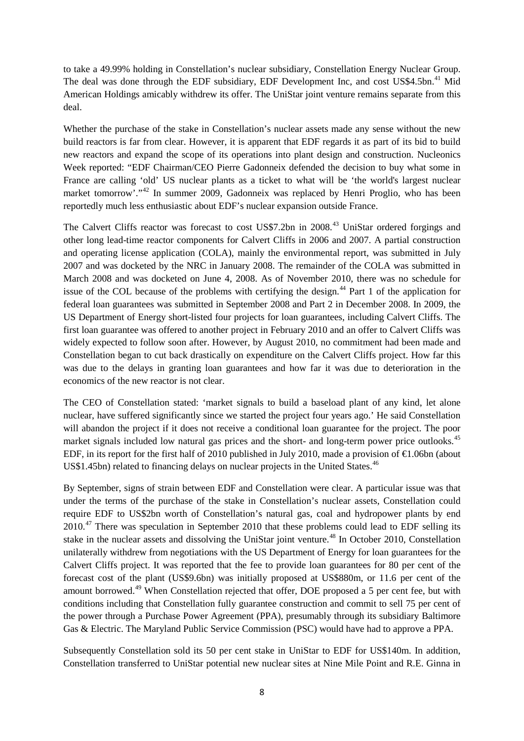to take a 49.99% holding in Constellation's nuclear subsidiary, Constellation Energy Nuclear Group. The deal was done through the EDF subsidiary, EDF Development Inc, and cost US$4.5bn.[41] Mid American Holdings amicably withdrew its offer. The UniStar joint venture remains separate from this deal.

Whether the purchase of the stake in Constellation's nuclear assets made any sense without the new build reactors is far from clear. However, it is apparent that EDF regards it as part of its bid to build new reactors and expand the scope of its operations into plant design and construction. Nucleonics Week reported: "EDF Chairman/CEO Pierre Gadonneix defended the decision to buy what some in France are calling 'old' US nuclear plants as a ticket to what will be 'the world's largest nuclear market tomorrow'."[42] In summer 2009, Gadonneix was replaced by Henri Proglio, who has been reportedly much less enthusiastic about EDF's nuclear expansion outside France.

The Calvert Cliffs reactor was forecast to cost US$7.2bn in 2008.[43] UniStar ordered forgings and other long lead-time reactor components for Calvert Cliffs in 2006 and 2007. A partial construction and operating license application (COLA), mainly the environmental report, was submitted in July 2007 and was docketed by the NRC in January 2008. The remainder of the COLA was submitted in March 2008 and was docketed on June 4, 2008. As of November 2010, there was no schedule for issue of the COL because of the problems with certifying the design.[44] Part 1 of the application for federal loan guarantees was submitted in September 2008 and Part 2 in December 2008. In 2009, the US Department of Energy short-listed four projects for loan guarantees, including Calvert Cliffs. The first loan guarantee was offered to another project in February 2010 and an offer to Calvert Cliffs was widely expected to follow soon after. However, by August 2010, no commitment had been made and Constellation began to cut back drastically on expenditure on the Calvert Cliffs project. How far this was due to the delays in granting loan guarantees and how far it was due to deterioration in the economics of the new reactor is not clear.

The CEO of Constellation stated: 'market signals to build a baseload plant of any kind, let alone nuclear, have suffered significantly since we started the project four years ago.' He said Constellation will abandon the project if it does not receive a conditional loan guarantee for the project. The poor market signals included low natural gas prices and the short- and long-term power price outlooks.[45] EDF, in its report for the first half of 2010 published in July 2010, made a provision of €1.06bn (about US$1.45bn) related to financing delays on nuclear projects in the United States.[46]

By September, signs of strain between EDF and Constellation were clear. A particular issue was that under the terms of the purchase of the stake in Constellation's nuclear assets, Constellation could require EDF to US$2bn worth of Constellation's natural gas, coal and hydropower plants by end 2010.[47] There was speculation in September 2010 that these problems could lead to EDF selling its stake in the nuclear assets and dissolving the UniStar joint venture.[48] In October 2010, Constellation unilaterally withdrew from negotiations with the US Department of Energy for loan guarantees for the Calvert Cliffs project. It was reported that the fee to provide loan guarantees for 80 per cent of the forecast cost of the plant (US$9.6bn) was initially proposed at US$880m, or 11.6 per cent of the amount borrowed.[49] When Constellation rejected that offer, DOE proposed a 5 per cent fee, but with conditions including that Constellation fully guarantee construction and commit to sell 75 per cent of the power through a Purchase Power Agreement (PPA), presumably through its subsidiary Baltimore Gas & Electric. The Maryland Public Service Commission (PSC) would have had to approve a PPA.

Subsequently Constellation sold its 50 per cent stake in UniStar to EDF for US$140m. In addition, Constellation transferred to UniStar potential new nuclear sites at Nine Mile Point and R.E. Ginna in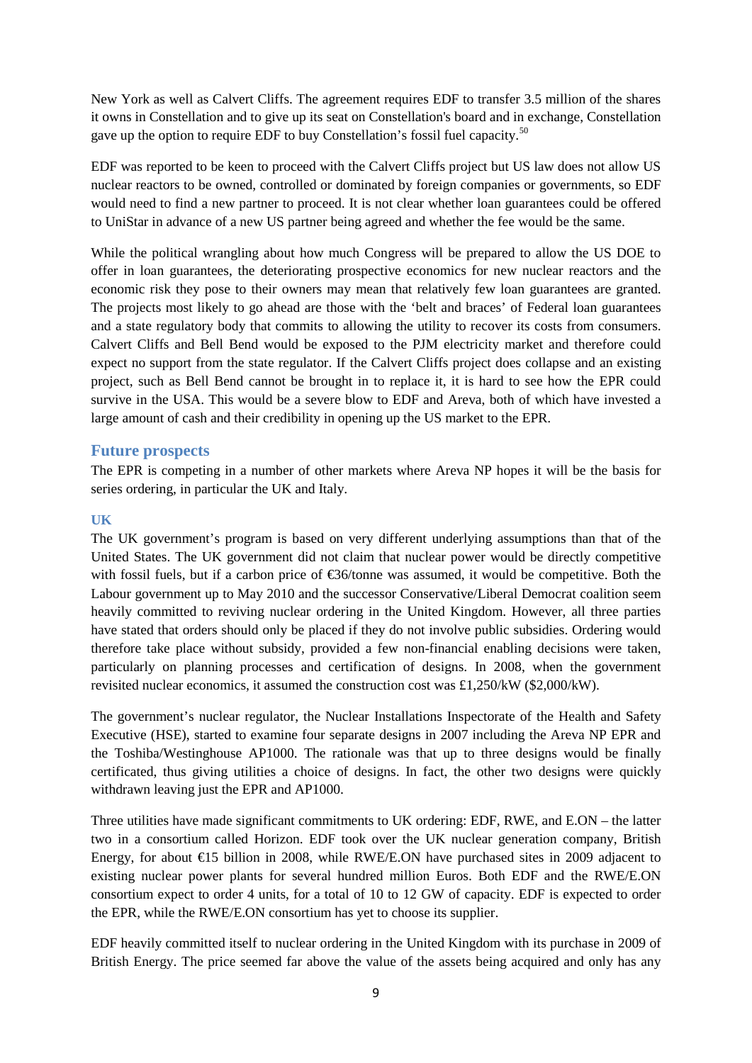New York as well as Calvert Cliffs. The agreement requires EDF to transfer 3.5 million of the shares it owns in Constellation and to give up its seat on Constellation's board and in exchange, Constellation gave up the option to require EDF to buy Constellation's fossil fuel capacity.[50]

EDF was reported to be keen to proceed with the Calvert Cliffs project but US law does not allow US nuclear reactors to be owned, controlled or dominated by foreign companies or governments, so EDF would need to find a new partner to proceed. It is not clear whether loan guarantees could be offered to UniStar in advance of a new US partner being agreed and whether the fee would be the same.

While the political wrangling about how much Congress will be prepared to allow the US DOE to offer in loan guarantees, the deteriorating prospective economics for new nuclear reactors and the economic risk they pose to their owners may mean that relatively few loan guarantees are granted. The projects most likely to go ahead are those with the 'belt and braces' of Federal loan guarantees and a state regulatory body that commits to allowing the utility to recover its costs from consumers. Calvert Cliffs and Bell Bend would be exposed to the PJM electricity market and therefore could expect no support from the state regulator. If the Calvert Cliffs project does collapse and an existing project, such as Bell Bend cannot be brought in to replace it, it is hard to see how the EPR could survive in the USA. This would be a severe blow to EDF and Areva, both of which have invested a large amount of cash and their credibility in opening up the US market to the EPR.

## Future prospects

The EPR is competing in a number of other markets where Areva NP hopes it will be the basis for series ordering, in particular the UK and Italy.

### UK

The UK government's program is based on very different underlying assumptions than that of the United States. The UK government did not claim that nuclear power would be directly competitive with fossil fuels, but if a carbon price of €36/tonne was assumed, it would be competitive. Both the Labour government up to May 2010 and the successor Conservative/Liberal Democrat coalition seem heavily committed to reviving nuclear ordering in the United Kingdom. However, all three parties have stated that orders should only be placed if they do not involve public subsidies. Ordering would therefore take place without subsidy, provided a few non-financial enabling decisions were taken, particularly on planning processes and certification of designs. In 2008, when the government revisited nuclear economics, it assumed the construction cost was £1,250/kW ($2,000/kW).

The government's nuclear regulator, the Nuclear Installations Inspectorate of the Health and Safety Executive (HSE), started to examine four separate designs in 2007 including the Areva NP EPR and the Toshiba/Westinghouse AP1000. The rationale was that up to three designs would be finally certificated, thus giving utilities a choice of designs. In fact, the other two designs were quickly withdrawn leaving just the EPR and AP1000.

Three utilities have made significant commitments to UK ordering: EDF, RWE, and E.ON – the latter two in a consortium called Horizon. EDF took over the UK nuclear generation company, British Energy, for about €15 billion in 2008, while RWE/E.ON have purchased sites in 2009 adjacent to existing nuclear power plants for several hundred million Euros. Both EDF and the RWE/E.ON consortium expect to order 4 units, for a total of 10 to 12 GW of capacity. EDF is expected to order the EPR, while the RWE/E.ON consortium has yet to choose its supplier.

EDF heavily committed itself to nuclear ordering in the United Kingdom with its purchase in 2009 of British Energy. The price seemed far above the value of the assets being acquired and only has any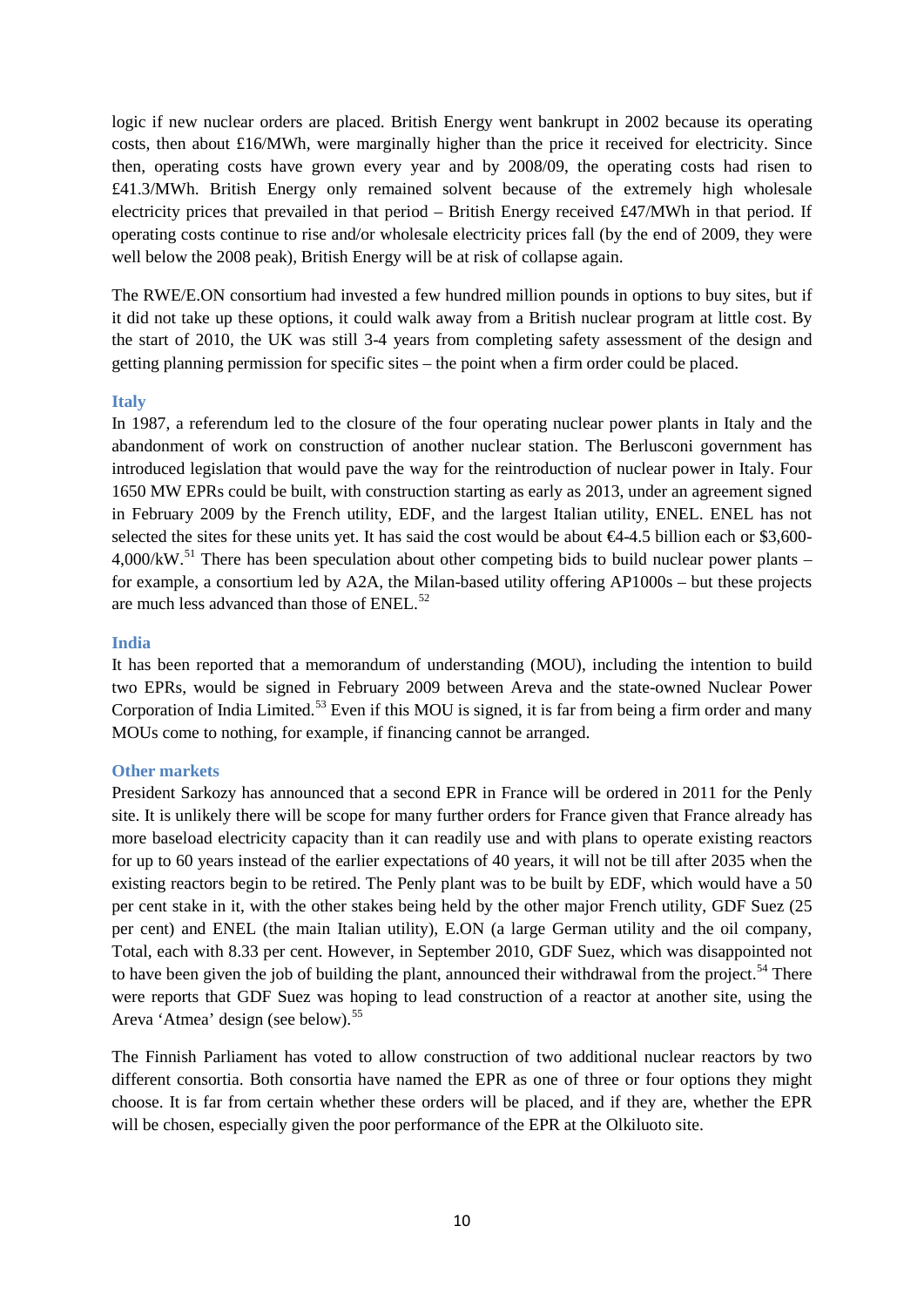logic if new nuclear orders are placed. British Energy went bankrupt in 2002 because its operating costs, then about £16/MWh, were marginally higher than the price it received for electricity. Since then, operating costs have grown every year and by 2008/09, the operating costs had risen to £41.3/MWh. British Energy only remained solvent because of the extremely high wholesale electricity prices that prevailed in that period – British Energy received £47/MWh in that period. If operating costs continue to rise and/or wholesale electricity prices fall (by the end of 2009, they were well below the 2008 peak), British Energy will be at risk of collapse again.

The RWE/E.ON consortium had invested a few hundred million pounds in options to buy sites, but if it did not take up these options, it could walk away from a British nuclear program at little cost. By the start of 2010, the UK was still 3-4 years from completing safety assessment of the design and getting planning permission for specific sites – the point when a firm order could be placed.

### Italy

In 1987, a referendum led to the closure of the four operating nuclear power plants in Italy and the abandonment of work on construction of another nuclear station. The Berlusconi government has introduced legislation that would pave the way for the reintroduction of nuclear power in Italy. Four 1650 MW EPRs could be built, with construction starting as early as 2013, under an agreement signed in February 2009 by the French utility, EDF, and the largest Italian utility, ENEL. ENEL has not selected the sites for these units yet. It has said the cost would be about €4-4.5 billion each or \$3,600-4,000/kW.[51] There has been speculation about other competing bids to build nuclear power plants – for example, a consortium led by A2A, the Milan-based utility offering AP1000s – but these projects are much less advanced than those of ENEL.[52]

### India

It has been reported that a memorandum of understanding (MOU), including the intention to build two EPRs, would be signed in February 2009 between Areva and the state-owned Nuclear Power Corporation of India Limited.[53] Even if this MOU is signed, it is far from being a firm order and many MOUs come to nothing, for example, if financing cannot be arranged.

### Other markets

President Sarkozy has announced that a second EPR in France will be ordered in 2011 for the Penly site. It is unlikely there will be scope for many further orders for France given that France already has more baseload electricity capacity than it can readily use and with plans to operate existing reactors for up to 60 years instead of the earlier expectations of 40 years, it will not be till after 2035 when the existing reactors begin to be retired. The Penly plant was to be built by EDF, which would have a 50 per cent stake in it, with the other stakes being held by the other major French utility, GDF Suez (25 per cent) and ENEL (the main Italian utility), E.ON (a large German utility and the oil company, Total, each with 8.33 per cent. However, in September 2010, GDF Suez, which was disappointed not to have been given the job of building the plant, announced their withdrawal from the project.[54] There were reports that GDF Suez was hoping to lead construction of a reactor at another site, using the Areva 'Atmea' design (see below).[55]

The Finnish Parliament has voted to allow construction of two additional nuclear reactors by two different consortia. Both consortia have named the EPR as one of three or four options they might choose. It is far from certain whether these orders will be placed, and if they are, whether the EPR will be chosen, especially given the poor performance of the EPR at the Olkiluoto site.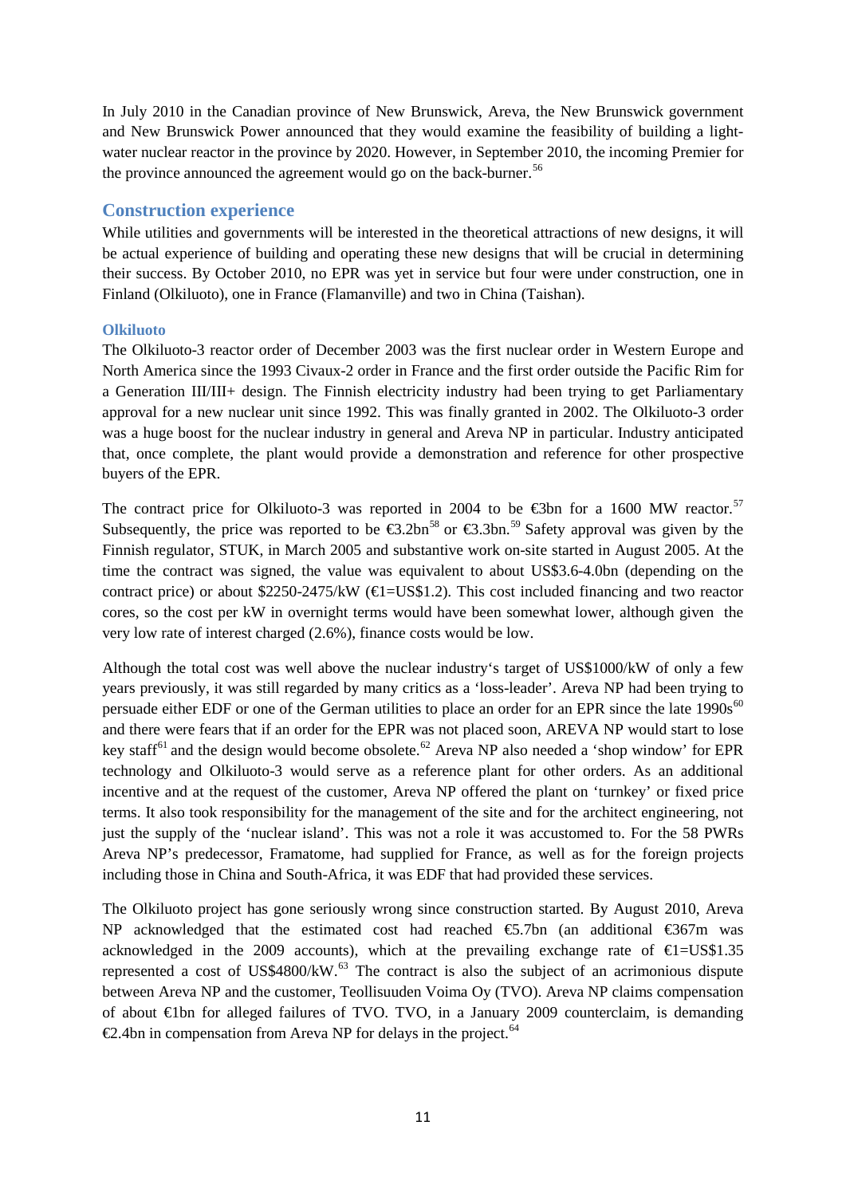In July 2010 in the Canadian province of New Brunswick, Areva, the New Brunswick government and New Brunswick Power announced that they would examine the feasibility of building a light-water nuclear reactor in the province by 2020. However, in September 2010, the incoming Premier for the province announced the agreement would go on the back-burner.[56]

## Construction experience

While utilities and governments will be interested in the theoretical attractions of new designs, it will be actual experience of building and operating these new designs that will be crucial in determining their success. By October 2010, no EPR was yet in service but four were under construction, one in Finland (Olkiluoto), one in France (Flamanville) and two in China (Taishan).

### Olkiluoto

The Olkiluoto-3 reactor order of December 2003 was the first nuclear order in Western Europe and North America since the 1993 Civaux-2 order in France and the first order outside the Pacific Rim for a Generation III/III+ design. The Finnish electricity industry had been trying to get Parliamentary approval for a new nuclear unit since 1992. This was finally granted in 2002. The Olkiluoto-3 order was a huge boost for the nuclear industry in general and Areva NP in particular. Industry anticipated that, once complete, the plant would provide a demonstration and reference for other prospective buyers of the EPR.

The contract price for Olkiluoto-3 was reported in 2004 to be €3bn for a 1600 MW reactor.[57] Subsequently, the price was reported to be €3.2bn[58] or €3.3bn.[59] Safety approval was given by the Finnish regulator, STUK, in March 2005 and substantive work on-site started in August 2005. At the time the contract was signed, the value was equivalent to about US$3.6-4.0bn (depending on the contract price) or about $2250-2475/kW (€1=US$1.2). This cost included financing and two reactor cores, so the cost per kW in overnight terms would have been somewhat lower, although given the very low rate of interest charged (2.6%), finance costs would be low.

Although the total cost was well above the nuclear industry's target of US$1000/kW of only a few years previously, it was still regarded by many critics as a 'loss-leader'. Areva NP had been trying to persuade either EDF or one of the German utilities to place an order for an EPR since the late 1990s[60] and there were fears that if an order for the EPR was not placed soon, AREVA NP would start to lose key staff[61] and the design would become obsolete.[62] Areva NP also needed a 'shop window' for EPR technology and Olkiluoto-3 would serve as a reference plant for other orders. As an additional incentive and at the request of the customer, Areva NP offered the plant on 'turnkey' or fixed price terms. It also took responsibility for the management of the site and for the architect engineering, not just the supply of the 'nuclear island'. This was not a role it was accustomed to. For the 58 PWRs Areva NP's predecessor, Framatome, had supplied for France, as well as for the foreign projects including those in China and South-Africa, it was EDF that had provided these services.

The Olkiluoto project has gone seriously wrong since construction started. By August 2010, Areva NP acknowledged that the estimated cost had reached €5.7bn (an additional €367m was acknowledged in the 2009 accounts), which at the prevailing exchange rate of €1=US$1.35 represented a cost of US$4800/kW.[63] The contract is also the subject of an acrimonious dispute between Areva NP and the customer, Teollisuuden Voima Oy (TVO). Areva NP claims compensation of about €1bn for alleged failures of TVO. TVO, in a January 2009 counterclaim, is demanding €2.4bn in compensation from Areva NP for delays in the project.[64]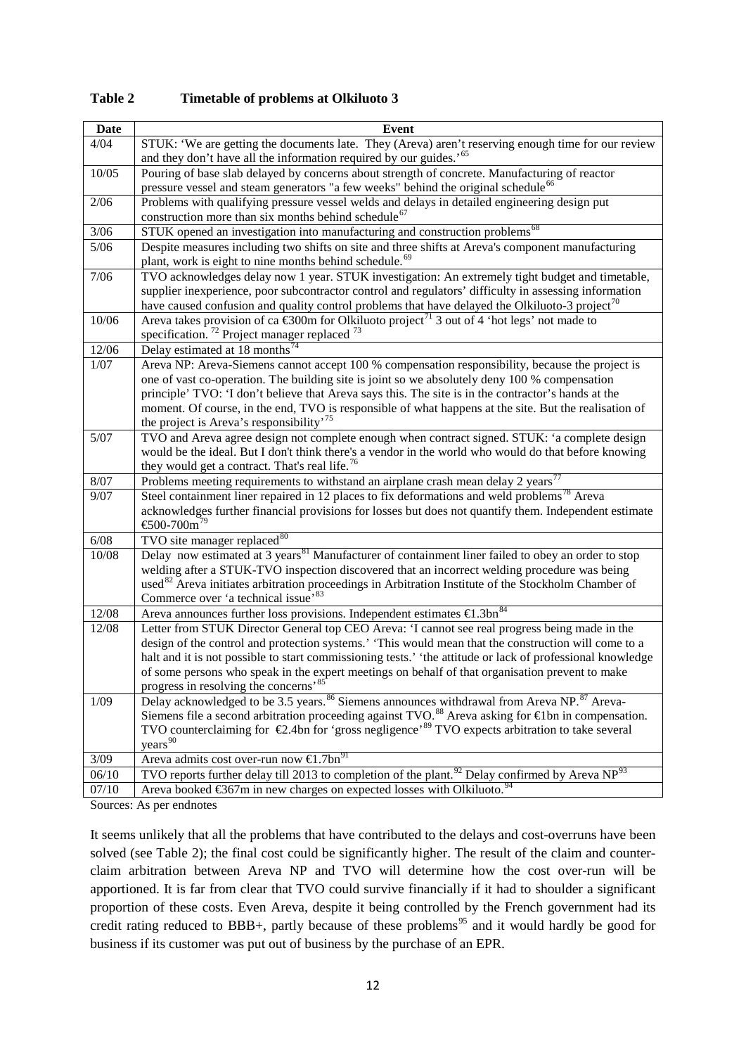**Table 2 Timetable of problems at Olkiluoto 3**

| Date | Event |
|---|---|
| 4/04 | STUK: 'We are getting the documents late. They (Areva) aren't reserving enough time for our review and they don't have all the information required by our guides.'[65] |
| 10/05 | Pouring of base slab delayed by concerns about strength of concrete. Manufacturing of reactor pressure vessel and steam generators "a few weeks" behind the original schedule[66] |
| 2/06 | Problems with qualifying pressure vessel welds and delays in detailed engineering design put construction more than six months behind schedule[67] |
| 3/06 | STUK opened an investigation into manufacturing and construction problems[68] |
| 5/06 | Despite measures including two shifts on site and three shifts at Areva's component manufacturing plant, work is eight to nine months behind schedule.[69] |
| 7/06 | TVO acknowledges delay now 1 year. STUK investigation: An extremely tight budget and timetable, supplier inexperience, poor subcontractor control and regulators' difficulty in assessing information have caused confusion and quality control problems that have delayed the Olkiluoto-3 project[70] |
| 10/06 | Areva takes provision of ca €300m for Olkiluoto project[71] 3 out of 4 'hot legs' not made to specification.[72] Project manager replaced[73] |
| 12/06 | Delay estimated at 18 months[74] |
| 1/07 | Areva NP: Areva-Siemens cannot accept 100 % compensation responsibility, because the project is one of vast co-operation. The building site is joint so we absolutely deny 100 % compensation principle' TVO: 'I don't believe that Areva says this. The site is in the contractor's hands at the moment. Of course, in the end, TVO is responsible of what happens at the site. But the realisation of the project is Areva's responsibility'[75] |
| 5/07 | TVO and Areva agree design not complete enough when contract signed. STUK: 'a complete design would be the ideal. But I don't think there's a vendor in the world who would do that before knowing they would get a contract. That's real life.[76] |
| 8/07 | Problems meeting requirements to withstand an airplane crash mean delay 2 years[77] |
| 9/07 | Steel containment liner repaired in 12 places to fix deformations and weld problems[78] Areva acknowledges further financial provisions for losses but does not quantify them. Independent estimate €500-700m[79] |
| 6/08 | TVO site manager replaced[80] |
| 10/08 | Delay now estimated at 3 years[81] Manufacturer of containment liner failed to obey an order to stop welding after a STUK-TVO inspection discovered that an incorrect welding procedure was being used[82] Areva initiates arbitration proceedings in Arbitration Institute of the Stockholm Chamber of Commerce over 'a technical issue'[83] |
| 12/08 | Areva announces further loss provisions. Independent estimates €1.3bn[84] |
| 12/08 | Letter from STUK Director General top CEO Areva: 'I cannot see real progress being made in the design of the control and protection systems.' 'This would mean that the construction will come to a halt and it is not possible to start commissioning tests.' 'the attitude or lack of professional knowledge of some persons who speak in the expert meetings on behalf of that organisation prevent to make progress in resolving the concerns'[85] |
| 1/09 | Delay acknowledged to be 3.5 years.[86] Siemens announces withdrawal from Areva NP.[87] Areva-Siemens file a second arbitration proceeding against TVO.[88] Areva asking for €1bn in compensation. TVO counterclaiming for €2.4bn for 'gross negligence'[89] TVO expects arbitration to take several years[90] |
| 3/09 | Areva admits cost over-run now €1.7bn[91] |
| 06/10 | TVO reports further delay till 2013 to completion of the plant.[92] Delay confirmed by Areva NP[93] |
| 07/10 | Areva booked €367m in new charges on expected losses with Olkiluoto.[94] |

Sources: As per endnotes

It seems unlikely that all the problems that have contributed to the delays and cost-overruns have been solved (see Table 2); the final cost could be significantly higher. The result of the claim and counter-claim arbitration between Areva NP and TVO will determine how the cost over-run will be apportioned. It is far from clear that TVO could survive financially if it had to shoulder a significant proportion of these costs. Even Areva, despite it being controlled by the French government had its credit rating reduced to BBB+, partly because of these problems[95] and it would hardly be good for business if its customer was put out of business by the purchase of an EPR.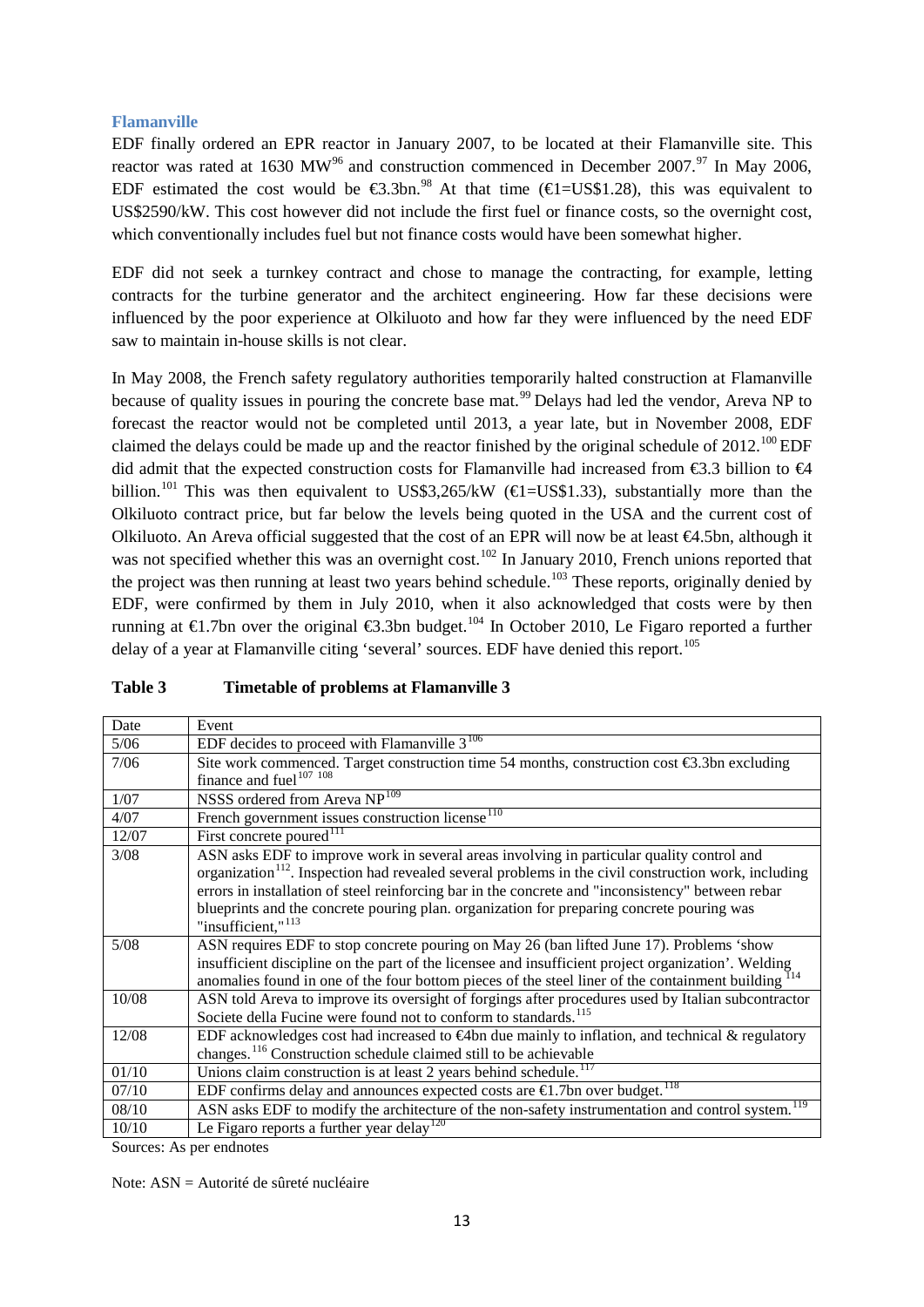### Flamanville

EDF finally ordered an EPR reactor in January 2007, to be located at their Flamanville site. This reactor was rated at 1630 MW[96] and construction commenced in December 2007.[97] In May 2006, EDF estimated the cost would be €3.3bn.[98] At that time (€1=US$1.28), this was equivalent to US$2590/kW. This cost however did not include the first fuel or finance costs, so the overnight cost, which conventionally includes fuel but not finance costs would have been somewhat higher.

EDF did not seek a turnkey contract and chose to manage the contracting, for example, letting contracts for the turbine generator and the architect engineering. How far these decisions were influenced by the poor experience at Olkiluoto and how far they were influenced by the need EDF saw to maintain in-house skills is not clear.

In May 2008, the French safety regulatory authorities temporarily halted construction at Flamanville because of quality issues in pouring the concrete base mat.[99] Delays had led the vendor, Areva NP to forecast the reactor would not be completed until 2013, a year late, but in November 2008, EDF claimed the delays could be made up and the reactor finished by the original schedule of 2012.[100] EDF did admit that the expected construction costs for Flamanville had increased from €3.3 billion to €4 billion.[101] This was then equivalent to US$3,265/kW (€1=US$1.33), substantially more than the Olkiluoto contract price, but far below the levels being quoted in the USA and the current cost of Olkiluoto. An Areva official suggested that the cost of an EPR will now be at least €4.5bn, although it was not specified whether this was an overnight cost.[102] In January 2010, French unions reported that the project was then running at least two years behind schedule.[103] These reports, originally denied by EDF, were confirmed by them in July 2010, when it also acknowledged that costs were by then running at €1.7bn over the original €3.3bn budget.[104] In October 2010, Le Figaro reported a further delay of a year at Flamanville citing 'several' sources. EDF have denied this report.[105]

**Table 3 Timetable of problems at Flamanville 3**

| Date | Event |
|---|---|
| 5/06 | EDF decides to proceed with Flamanville 3[106] |
| 7/06 | Site work commenced. Target construction time 54 months, construction cost €3.3bn excluding finance and fuel[107 108] |
| 1/07 | NSSS ordered from Areva NP[109] |
| 4/07 | French government issues construction license[110] |
| 12/07 | First concrete poured[111] |
| 3/08 | ASN asks EDF to improve work in several areas involving in particular quality control and organization[112]. Inspection had revealed several problems in the civil construction work, including errors in installation of steel reinforcing bar in the concrete and "inconsistency" between rebar blueprints and the concrete pouring plan. organization for preparing concrete pouring was "insufficient,"[113] |
| 5/08 | ASN requires EDF to stop concrete pouring on May 26 (ban lifted June 17). Problems 'show insufficient discipline on the part of the licensee and insufficient project organization'. Welding anomalies found in one of the four bottom pieces of the steel liner of the containment building [114] |
| 10/08 | ASN told Areva to improve its oversight of forgings after procedures used by Italian subcontractor Societe della Fucine were found not to conform to standards.[115] |
| 12/08 | EDF acknowledges cost had increased to €4bn due mainly to inflation, and technical & regulatory changes.[116] Construction schedule claimed still to be achievable |
| 01/10 | Unions claim construction is at least 2 years behind schedule.[117] |
| 07/10 | EDF confirms delay and announces expected costs are €1.7bn over budget.[118] |
| 08/10 | ASN asks EDF to modify the architecture of the non-safety instrumentation and control system.[119] |
| 10/10 | Le Figaro reports a further year delay[120] |

Sources: As per endnotes

Note: ASN = Autorité de sûreté nucléaire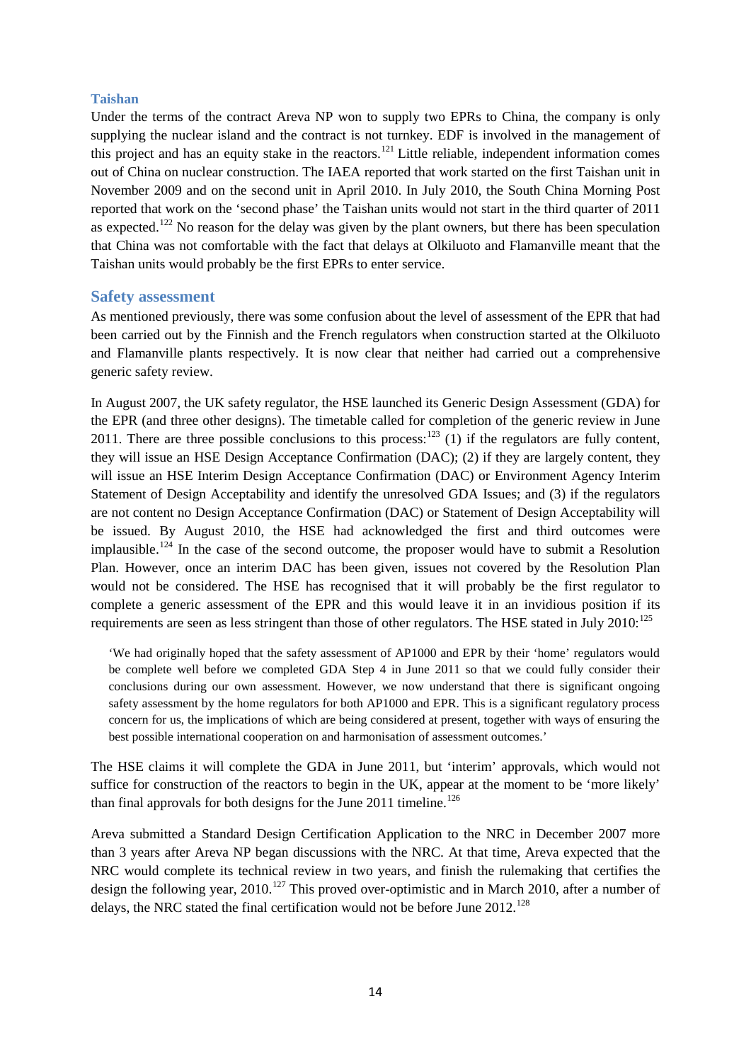### Taishan

Under the terms of the contract Areva NP won to supply two EPRs to China, the company is only supplying the nuclear island and the contract is not turnkey. EDF is involved in the management of this project and has an equity stake in the reactors.[121] Little reliable, independent information comes out of China on nuclear construction. The IAEA reported that work started on the first Taishan unit in November 2009 and on the second unit in April 2010. In July 2010, the South China Morning Post reported that work on the 'second phase' the Taishan units would not start in the third quarter of 2011 as expected.[122] No reason for the delay was given by the plant owners, but there has been speculation that China was not comfortable with the fact that delays at Olkiluoto and Flamanville meant that the Taishan units would probably be the first EPRs to enter service.

## Safety assessment

As mentioned previously, there was some confusion about the level of assessment of the EPR that had been carried out by the Finnish and the French regulators when construction started at the Olkiluoto and Flamanville plants respectively. It is now clear that neither had carried out a comprehensive generic safety review.

In August 2007, the UK safety regulator, the HSE launched its Generic Design Assessment (GDA) for the EPR (and three other designs). The timetable called for completion of the generic review in June 2011. There are three possible conclusions to this process:[123] (1) if the regulators are fully content, they will issue an HSE Design Acceptance Confirmation (DAC); (2) if they are largely content, they will issue an HSE Interim Design Acceptance Confirmation (DAC) or Environment Agency Interim Statement of Design Acceptability and identify the unresolved GDA Issues; and (3) if the regulators are not content no Design Acceptance Confirmation (DAC) or Statement of Design Acceptability will be issued. By August 2010, the HSE had acknowledged the first and third outcomes were implausible.[124] In the case of the second outcome, the proposer would have to submit a Resolution Plan. However, once an interim DAC has been given, issues not covered by the Resolution Plan would not be considered. The HSE has recognised that it will probably be the first regulator to complete a generic assessment of the EPR and this would leave it in an invidious position if its requirements are seen as less stringent than those of other regulators. The HSE stated in July 2010:[125]

> 'We had originally hoped that the safety assessment of AP1000 and EPR by their 'home' regulators would be complete well before we completed GDA Step 4 in June 2011 so that we could fully consider their conclusions during our own assessment. However, we now understand that there is significant ongoing safety assessment by the home regulators for both AP1000 and EPR. This is a significant regulatory process concern for us, the implications of which are being considered at present, together with ways of ensuring the best possible international cooperation on and harmonisation of assessment outcomes.'

The HSE claims it will complete the GDA in June 2011, but 'interim' approvals, which would not suffice for construction of the reactors to begin in the UK, appear at the moment to be 'more likely' than final approvals for both designs for the June 2011 timeline.[126]

Areva submitted a Standard Design Certification Application to the NRC in December 2007 more than 3 years after Areva NP began discussions with the NRC. At that time, Areva expected that the NRC would complete its technical review in two years, and finish the rulemaking that certifies the design the following year, 2010.[127] This proved over-optimistic and in March 2010, after a number of delays, the NRC stated the final certification would not be before June 2012.[128]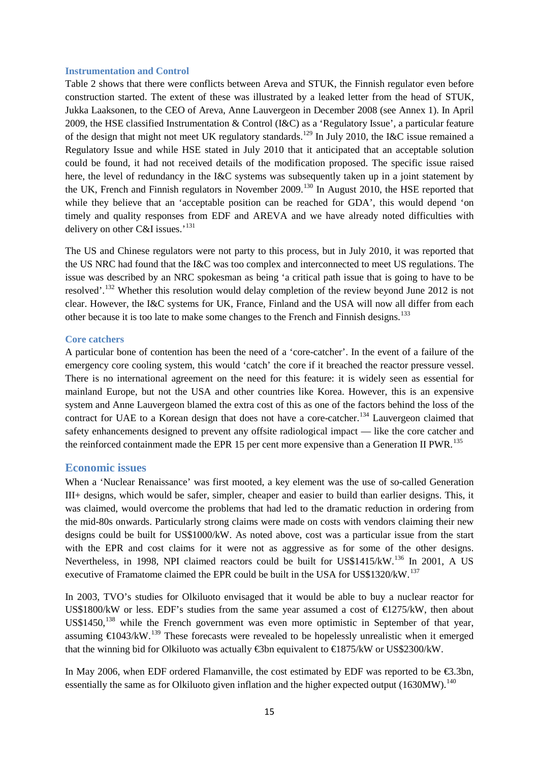### Instrumentation and Control

Table 2 shows that there were conflicts between Areva and STUK, the Finnish regulator even before construction started. The extent of these was illustrated by a leaked letter from the head of STUK, Jukka Laaksonen, to the CEO of Areva, Anne Lauvergeon in December 2008 (see Annex 1). In April 2009, the HSE classified Instrumentation & Control (I&C) as a 'Regulatory Issue', a particular feature of the design that might not meet UK regulatory standards.[129] In July 2010, the I&C issue remained a Regulatory Issue and while HSE stated in July 2010 that it anticipated that an acceptable solution could be found, it had not received details of the modification proposed. The specific issue raised here, the level of redundancy in the I&C systems was subsequently taken up in a joint statement by the UK, French and Finnish regulators in November 2009.[130] In August 2010, the HSE reported that while they believe that an 'acceptable position can be reached for GDA', this would depend 'on timely and quality responses from EDF and AREVA and we have already noted difficulties with delivery on other C&I issues.'[131]

The US and Chinese regulators were not party to this process, but in July 2010, it was reported that the US NRC had found that the I&C was too complex and interconnected to meet US regulations. The issue was described by an NRC spokesman as being 'a critical path issue that is going to have to be resolved'.[132] Whether this resolution would delay completion of the review beyond June 2012 is not clear. However, the I&C systems for UK, France, Finland and the USA will now all differ from each other because it is too late to make some changes to the French and Finnish designs.[133]

### Core catchers

A particular bone of contention has been the need of a 'core-catcher'. In the event of a failure of the emergency core cooling system, this would 'catch' the core if it breached the reactor pressure vessel. There is no international agreement on the need for this feature: it is widely seen as essential for mainland Europe, but not the USA and other countries like Korea. However, this is an expensive system and Anne Lauvergeon blamed the extra cost of this as one of the factors behind the loss of the contract for UAE to a Korean design that does not have a core-catcher.[134] Lauvergeon claimed that safety enhancements designed to prevent any offsite radiological impact — like the core catcher and the reinforced containment made the EPR 15 per cent more expensive than a Generation II PWR.[135]

## Economic issues

When a 'Nuclear Renaissance' was first mooted, a key element was the use of so-called Generation III+ designs, which would be safer, simpler, cheaper and easier to build than earlier designs. This, it was claimed, would overcome the problems that had led to the dramatic reduction in ordering from the mid-80s onwards. Particularly strong claims were made on costs with vendors claiming their new designs could be built for US$1000/kW. As noted above, cost was a particular issue from the start with the EPR and cost claims for it were not as aggressive as for some of the other designs. Nevertheless, in 1998, NPI claimed reactors could be built for US$1415/kW.[136] In 2001, A US executive of Framatome claimed the EPR could be built in the USA for US$1320/kW.[137]

In 2003, TVO's studies for Olkiluoto envisaged that it would be able to buy a nuclear reactor for US$1800/kW or less. EDF's studies from the same year assumed a cost of €1275/kW, then about US$1450,[138] while the French government was even more optimistic in September of that year, assuming €1043/kW.[139] These forecasts were revealed to be hopelessly unrealistic when it emerged that the winning bid for Olkiluoto was actually €3bn equivalent to €1875/kW or US$2300/kW.

In May 2006, when EDF ordered Flamanville, the cost estimated by EDF was reported to be €3.3bn, essentially the same as for Olkiluoto given inflation and the higher expected output (1630MW).[140]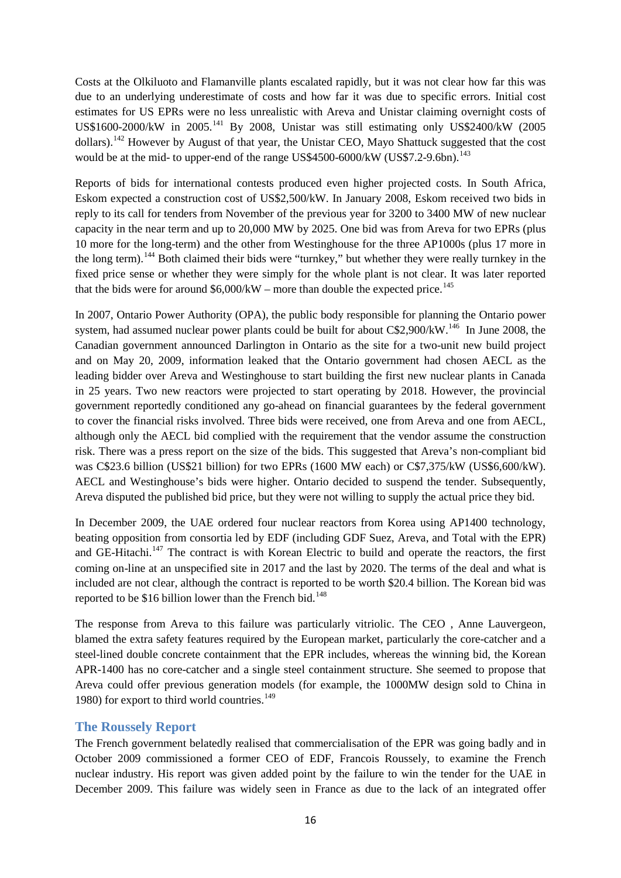Costs at the Olkiluoto and Flamanville plants escalated rapidly, but it was not clear how far this was due to an underlying underestimate of costs and how far it was due to specific errors. Initial cost estimates for US EPRs were no less unrealistic with Areva and Unistar claiming overnight costs of US$1600-2000/kW in 2005.[141] By 2008, Unistar was still estimating only US$2400/kW (2005 dollars).[142] However by August of that year, the Unistar CEO, Mayo Shattuck suggested that the cost would be at the mid- to upper-end of the range US$4500-6000/kW (US$7.2-9.6bn).[143]

Reports of bids for international contests produced even higher projected costs. In South Africa, Eskom expected a construction cost of US$2,500/kW. In January 2008, Eskom received two bids in reply to its call for tenders from November of the previous year for 3200 to 3400 MW of new nuclear capacity in the near term and up to 20,000 MW by 2025. One bid was from Areva for two EPRs (plus 10 more for the long-term) and the other from Westinghouse for the three AP1000s (plus 17 more in the long term).[144] Both claimed their bids were "turnkey," but whether they were really turnkey in the fixed price sense or whether they were simply for the whole plant is not clear. It was later reported that the bids were for around $6,000/kW – more than double the expected price.[145]

In 2007, Ontario Power Authority (OPA), the public body responsible for planning the Ontario power system, had assumed nuclear power plants could be built for about C$2,900/kW.[146] In June 2008, the Canadian government announced Darlington in Ontario as the site for a two-unit new build project and on May 20, 2009, information leaked that the Ontario government had chosen AECL as the leading bidder over Areva and Westinghouse to start building the first new nuclear plants in Canada in 25 years. Two new reactors were projected to start operating by 2018. However, the provincial government reportedly conditioned any go-ahead on financial guarantees by the federal government to cover the financial risks involved. Three bids were received, one from Areva and one from AECL, although only the AECL bid complied with the requirement that the vendor assume the construction risk. There was a press report on the size of the bids. This suggested that Areva's non-compliant bid was C$23.6 billion (US$21 billion) for two EPRs (1600 MW each) or C$7,375/kW (US$6,600/kW). AECL and Westinghouse's bids were higher. Ontario decided to suspend the tender. Subsequently, Areva disputed the published bid price, but they were not willing to supply the actual price they bid.

In December 2009, the UAE ordered four nuclear reactors from Korea using AP1400 technology, beating opposition from consortia led by EDF (including GDF Suez, Areva, and Total with the EPR) and GE-Hitachi.[147] The contract is with Korean Electric to build and operate the reactors, the first coming on-line at an unspecified site in 2017 and the last by 2020. The terms of the deal and what is included are not clear, although the contract is reported to be worth $20.4 billion. The Korean bid was reported to be $16 billion lower than the French bid.[148]

The response from Areva to this failure was particularly vitriolic. The CEO , Anne Lauvergeon, blamed the extra safety features required by the European market, particularly the core-catcher and a steel-lined double concrete containment that the EPR includes, whereas the winning bid, the Korean APR-1400 has no core-catcher and a single steel containment structure. She seemed to propose that Areva could offer previous generation models (for example, the 1000MW design sold to China in 1980) for export to third world countries.[149]

## The Roussely Report

The French government belatedly realised that commercialisation of the EPR was going badly and in October 2009 commissioned a former CEO of EDF, Francois Roussely, to examine the French nuclear industry. His report was given added point by the failure to win the tender for the UAE in December 2009. This failure was widely seen in France as due to the lack of an integrated offer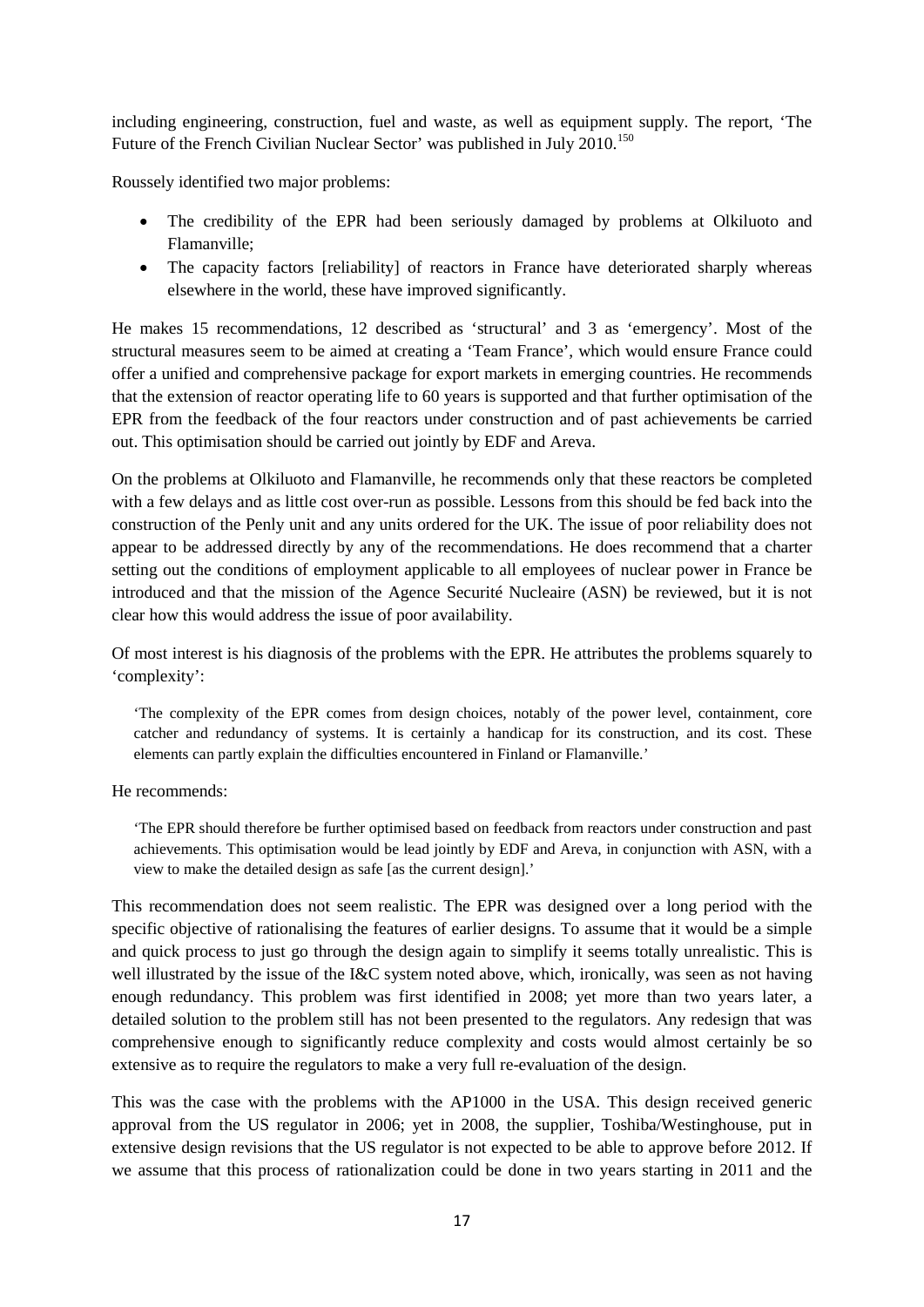including engineering, construction, fuel and waste, as well as equipment supply. The report, 'The Future of the French Civilian Nuclear Sector' was published in July 2010.[150]

Roussely identified two major problems:

- The credibility of the EPR had been seriously damaged by problems at Olkiluoto and Flamanville;
- The capacity factors [reliability] of reactors in France have deteriorated sharply whereas elsewhere in the world, these have improved significantly.

He makes 15 recommendations, 12 described as 'structural' and 3 as 'emergency'. Most of the structural measures seem to be aimed at creating a 'Team France', which would ensure France could offer a unified and comprehensive package for export markets in emerging countries. He recommends that the extension of reactor operating life to 60 years is supported and that further optimisation of the EPR from the feedback of the four reactors under construction and of past achievements be carried out. This optimisation should be carried out jointly by EDF and Areva.

On the problems at Olkiluoto and Flamanville, he recommends only that these reactors be completed with a few delays and as little cost over-run as possible. Lessons from this should be fed back into the construction of the Penly unit and any units ordered for the UK. The issue of poor reliability does not appear to be addressed directly by any of the recommendations. He does recommend that a charter setting out the conditions of employment applicable to all employees of nuclear power in France be introduced and that the mission of the Agence Securité Nucleaire (ASN) be reviewed, but it is not clear how this would address the issue of poor availability.

Of most interest is his diagnosis of the problems with the EPR. He attributes the problems squarely to 'complexity':

> 'The complexity of the EPR comes from design choices, notably of the power level, containment, core catcher and redundancy of systems. It is certainly a handicap for its construction, and its cost. These elements can partly explain the difficulties encountered in Finland or Flamanville.'

He recommends:

> 'The EPR should therefore be further optimised based on feedback from reactors under construction and past achievements. This optimisation would be lead jointly by EDF and Areva, in conjunction with ASN, with a view to make the detailed design as safe [as the current design].'

This recommendation does not seem realistic. The EPR was designed over a long period with the specific objective of rationalising the features of earlier designs. To assume that it would be a simple and quick process to just go through the design again to simplify it seems totally unrealistic. This is well illustrated by the issue of the I&C system noted above, which, ironically, was seen as not having enough redundancy. This problem was first identified in 2008; yet more than two years later, a detailed solution to the problem still has not been presented to the regulators. Any redesign that was comprehensive enough to significantly reduce complexity and costs would almost certainly be so extensive as to require the regulators to make a very full re-evaluation of the design.

This was the case with the problems with the AP1000 in the USA. This design received generic approval from the US regulator in 2006; yet in 2008, the supplier, Toshiba/Westinghouse, put in extensive design revisions that the US regulator is not expected to be able to approve before 2012. If we assume that this process of rationalization could be done in two years starting in 2011 and the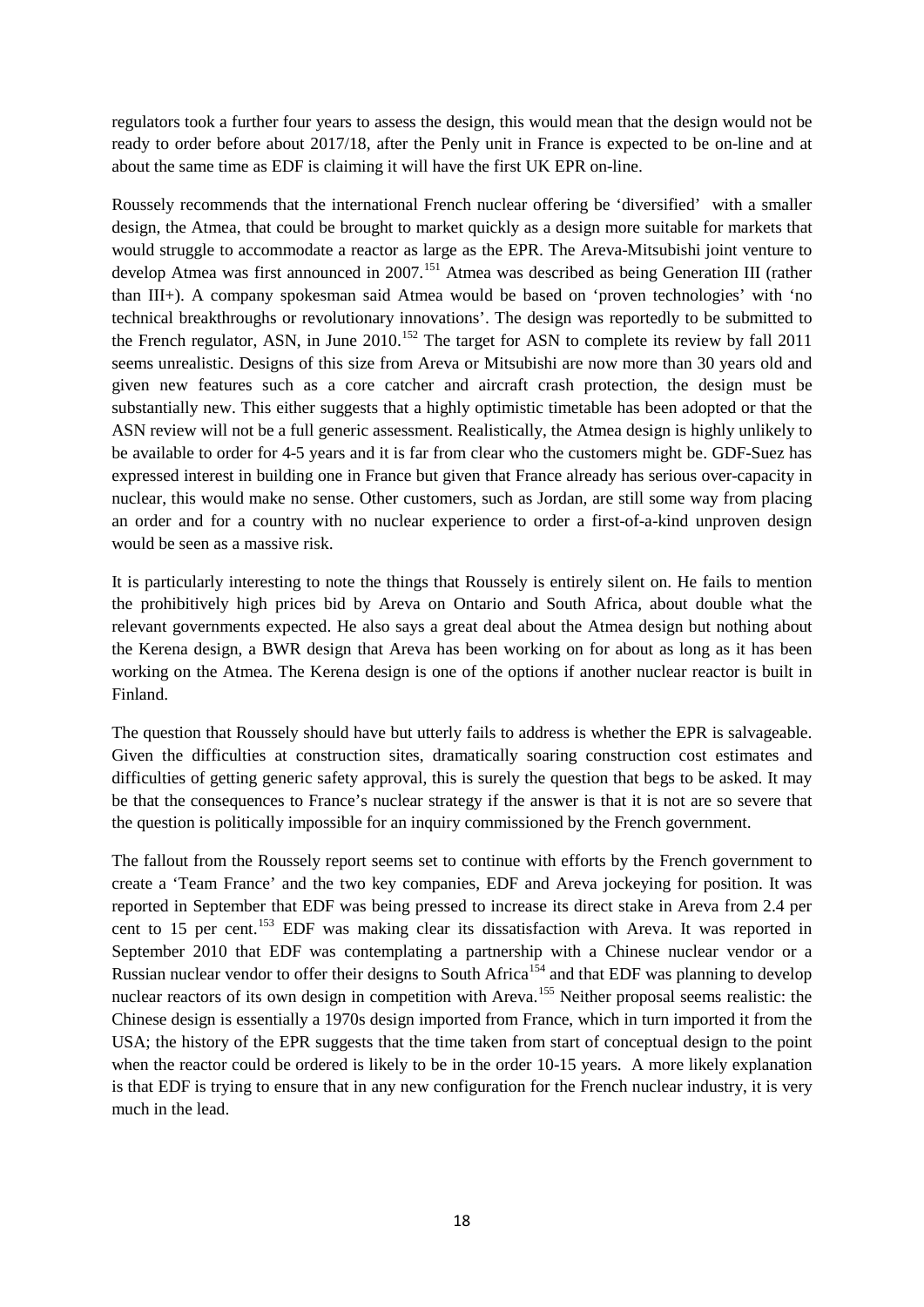regulators took a further four years to assess the design, this would mean that the design would not be ready to order before about 2017/18, after the Penly unit in France is expected to be on-line and at about the same time as EDF is claiming it will have the first UK EPR on-line.

Roussely recommends that the international French nuclear offering be 'diversified' with a smaller design, the Atmea, that could be brought to market quickly as a design more suitable for markets that would struggle to accommodate a reactor as large as the EPR. The Areva-Mitsubishi joint venture to develop Atmea was first announced in 2007.[151] Atmea was described as being Generation III (rather than III+). A company spokesman said Atmea would be based on 'proven technologies' with 'no technical breakthroughs or revolutionary innovations'. The design was reportedly to be submitted to the French regulator, ASN, in June 2010.[152] The target for ASN to complete its review by fall 2011 seems unrealistic. Designs of this size from Areva or Mitsubishi are now more than 30 years old and given new features such as a core catcher and aircraft crash protection, the design must be substantially new. This either suggests that a highly optimistic timetable has been adopted or that the ASN review will not be a full generic assessment. Realistically, the Atmea design is highly unlikely to be available to order for 4-5 years and it is far from clear who the customers might be. GDF-Suez has expressed interest in building one in France but given that France already has serious over-capacity in nuclear, this would make no sense. Other customers, such as Jordan, are still some way from placing an order and for a country with no nuclear experience to order a first-of-a-kind unproven design would be seen as a massive risk.

It is particularly interesting to note the things that Roussely is entirely silent on. He fails to mention the prohibitively high prices bid by Areva on Ontario and South Africa, about double what the relevant governments expected. He also says a great deal about the Atmea design but nothing about the Kerena design, a BWR design that Areva has been working on for about as long as it has been working on the Atmea. The Kerena design is one of the options if another nuclear reactor is built in Finland.

The question that Roussely should have but utterly fails to address is whether the EPR is salvageable. Given the difficulties at construction sites, dramatically soaring construction cost estimates and difficulties of getting generic safety approval, this is surely the question that begs to be asked. It may be that the consequences to France's nuclear strategy if the answer is that it is not are so severe that the question is politically impossible for an inquiry commissioned by the French government.

The fallout from the Roussely report seems set to continue with efforts by the French government to create a 'Team France' and the two key companies, EDF and Areva jockeying for position. It was reported in September that EDF was being pressed to increase its direct stake in Areva from 2.4 per cent to 15 per cent.[153] EDF was making clear its dissatisfaction with Areva. It was reported in September 2010 that EDF was contemplating a partnership with a Chinese nuclear vendor or a Russian nuclear vendor to offer their designs to South Africa[154] and that EDF was planning to develop nuclear reactors of its own design in competition with Areva.[155] Neither proposal seems realistic: the Chinese design is essentially a 1970s design imported from France, which in turn imported it from the USA; the history of the EPR suggests that the time taken from start of conceptual design to the point when the reactor could be ordered is likely to be in the order 10-15 years. A more likely explanation is that EDF is trying to ensure that in any new configuration for the French nuclear industry, it is very much in the lead.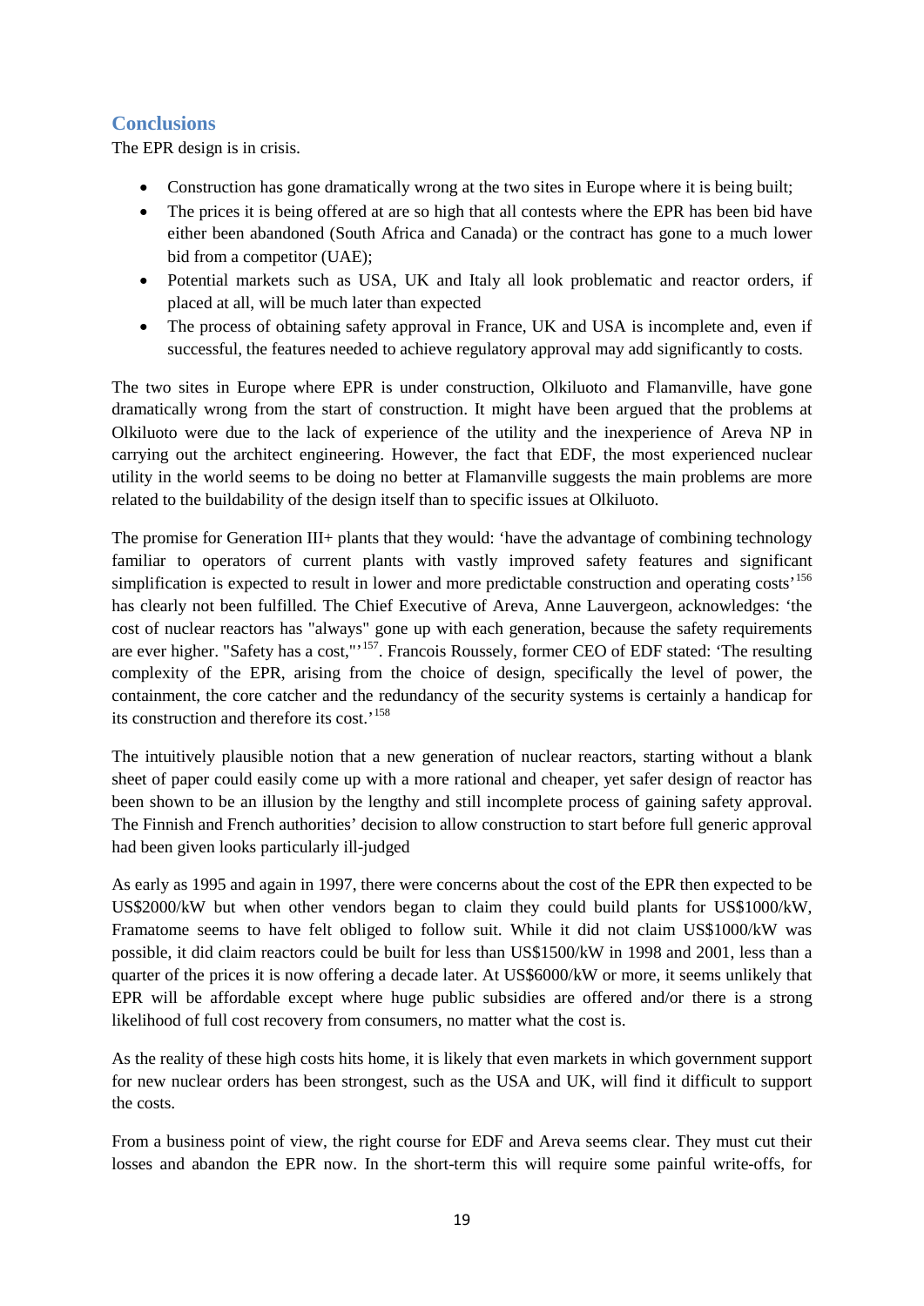## Conclusions

The EPR design is in crisis.

- Construction has gone dramatically wrong at the two sites in Europe where it is being built;
- The prices it is being offered at are so high that all contests where the EPR has been bid have either been abandoned (South Africa and Canada) or the contract has gone to a much lower bid from a competitor (UAE);
- Potential markets such as USA, UK and Italy all look problematic and reactor orders, if placed at all, will be much later than expected
- The process of obtaining safety approval in France, UK and USA is incomplete and, even if successful, the features needed to achieve regulatory approval may add significantly to costs.

The two sites in Europe where EPR is under construction, Olkiluoto and Flamanville, have gone dramatically wrong from the start of construction. It might have been argued that the problems at Olkiluoto were due to the lack of experience of the utility and the inexperience of Areva NP in carrying out the architect engineering. However, the fact that EDF, the most experienced nuclear utility in the world seems to be doing no better at Flamanville suggests the main problems are more related to the buildability of the design itself than to specific issues at Olkiluoto.

The promise for Generation III+ plants that they would: 'have the advantage of combining technology familiar to operators of current plants with vastly improved safety features and significant simplification is expected to result in lower and more predictable construction and operating costs'[156] has clearly not been fulfilled. The Chief Executive of Areva, Anne Lauvergeon, acknowledges: 'the cost of nuclear reactors has "always" gone up with each generation, because the safety requirements are ever higher. "Safety has a cost,"'[157]. Francois Roussely, former CEO of EDF stated: 'The resulting complexity of the EPR, arising from the choice of design, specifically the level of power, the containment, the core catcher and the redundancy of the security systems is certainly a handicap for its construction and therefore its cost.'[158]

The intuitively plausible notion that a new generation of nuclear reactors, starting without a blank sheet of paper could easily come up with a more rational and cheaper, yet safer design of reactor has been shown to be an illusion by the lengthy and still incomplete process of gaining safety approval. The Finnish and French authorities' decision to allow construction to start before full generic approval had been given looks particularly ill-judged

As early as 1995 and again in 1997, there were concerns about the cost of the EPR then expected to be US$2000/kW but when other vendors began to claim they could build plants for US$1000/kW, Framatome seems to have felt obliged to follow suit. While it did not claim US$1000/kW was possible, it did claim reactors could be built for less than US$1500/kW in 1998 and 2001, less than a quarter of the prices it is now offering a decade later. At US$6000/kW or more, it seems unlikely that EPR will be affordable except where huge public subsidies are offered and/or there is a strong likelihood of full cost recovery from consumers, no matter what the cost is.

As the reality of these high costs hits home, it is likely that even markets in which government support for new nuclear orders has been strongest, such as the USA and UK, will find it difficult to support the costs.

From a business point of view, the right course for EDF and Areva seems clear. They must cut their losses and abandon the EPR now. In the short-term this will require some painful write-offs, for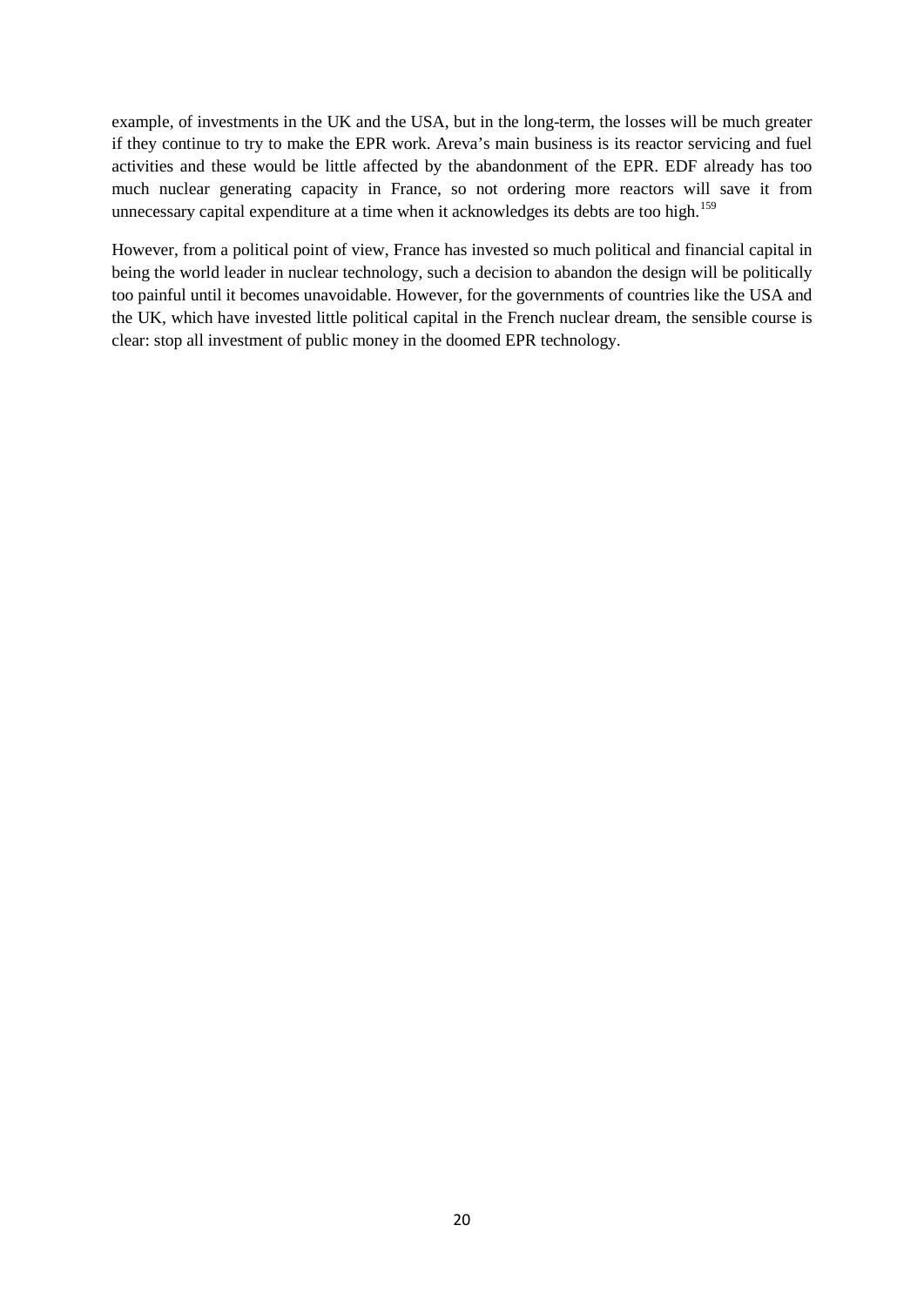example, of investments in the UK and the USA, but in the long-term, the losses will be much greater if they continue to try to make the EPR work. Areva's main business is its reactor servicing and fuel activities and these would be little affected by the abandonment of the EPR. EDF already has too much nuclear generating capacity in France, so not ordering more reactors will save it from unnecessary capital expenditure at a time when it acknowledges its debts are too high.[159]

However, from a political point of view, France has invested so much political and financial capital in being the world leader in nuclear technology, such a decision to abandon the design will be politically too painful until it becomes unavoidable. However, for the governments of countries like the USA and the UK, which have invested little political capital in the French nuclear dream, the sensible course is clear: stop all investment of public money in the doomed EPR technology.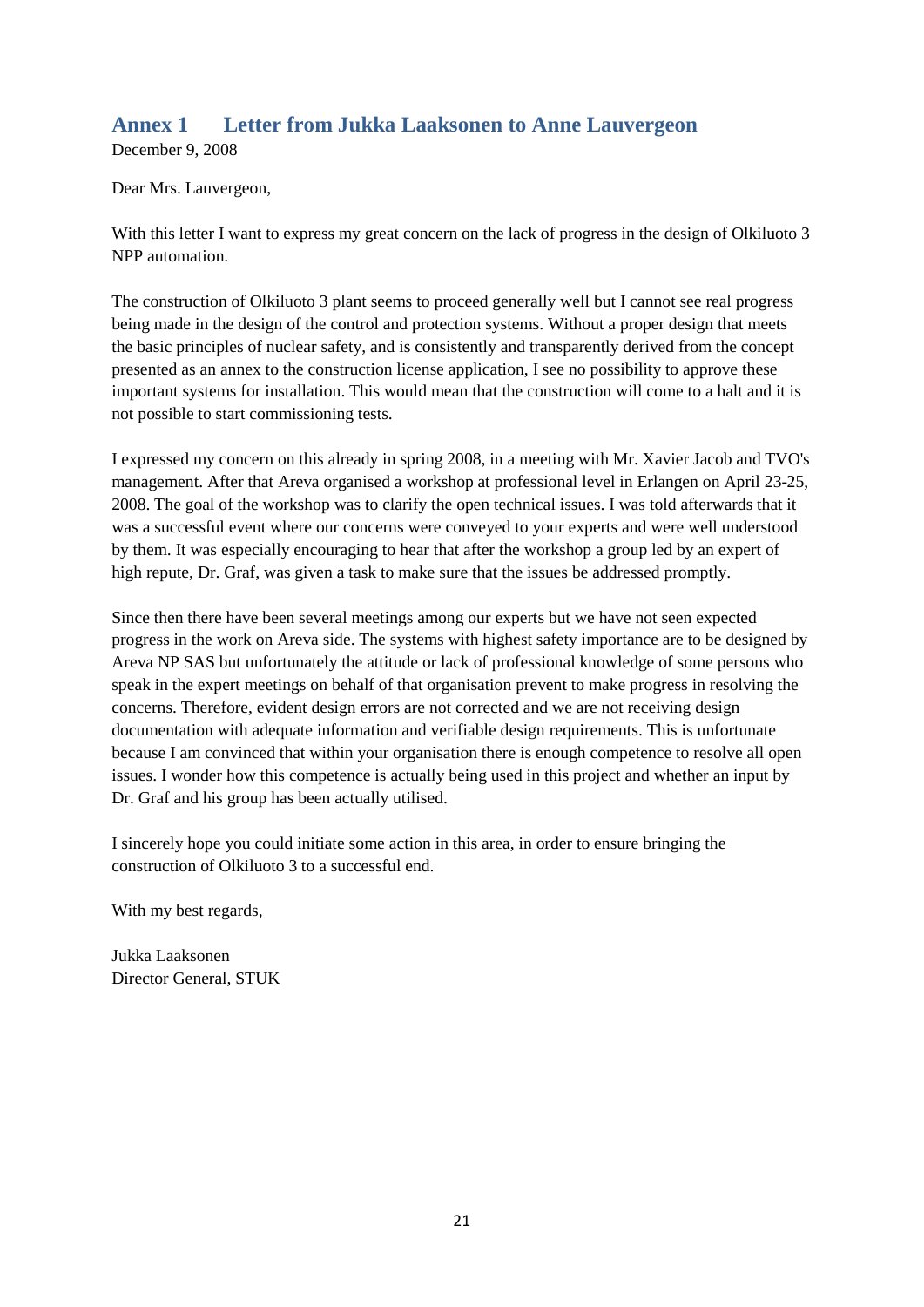## Annex 1 Letter from Jukka Laaksonen to Anne Lauvergeon

December 9, 2008

Dear Mrs. Lauvergeon,

With this letter I want to express my great concern on the lack of progress in the design of Olkiluoto 3 NPP automation.

The construction of Olkiluoto 3 plant seems to proceed generally well but I cannot see real progress being made in the design of the control and protection systems. Without a proper design that meets the basic principles of nuclear safety, and is consistently and transparently derived from the concept presented as an annex to the construction license application, I see no possibility to approve these important systems for installation. This would mean that the construction will come to a halt and it is not possible to start commissioning tests.

I expressed my concern on this already in spring 2008, in a meeting with Mr. Xavier Jacob and TVO's management. After that Areva organised a workshop at professional level in Erlangen on April 23-25, 2008. The goal of the workshop was to clarify the open technical issues. I was told afterwards that it was a successful event where our concerns were conveyed to your experts and were well understood by them. It was especially encouraging to hear that after the workshop a group led by an expert of high repute, Dr. Graf, was given a task to make sure that the issues be addressed promptly.

Since then there have been several meetings among our experts but we have not seen expected progress in the work on Areva side. The systems with highest safety importance are to be designed by Areva NP SAS but unfortunately the attitude or lack of professional knowledge of some persons who speak in the expert meetings on behalf of that organisation prevent to make progress in resolving the concerns. Therefore, evident design errors are not corrected and we are not receiving design documentation with adequate information and verifiable design requirements. This is unfortunate because I am convinced that within your organisation there is enough competence to resolve all open issues. I wonder how this competence is actually being used in this project and whether an input by Dr. Graf and his group has been actually utilised.

I sincerely hope you could initiate some action in this area, in order to ensure bringing the construction of Olkiluoto 3 to a successful end.

With my best regards,

Jukka Laaksonen
Director General, STUK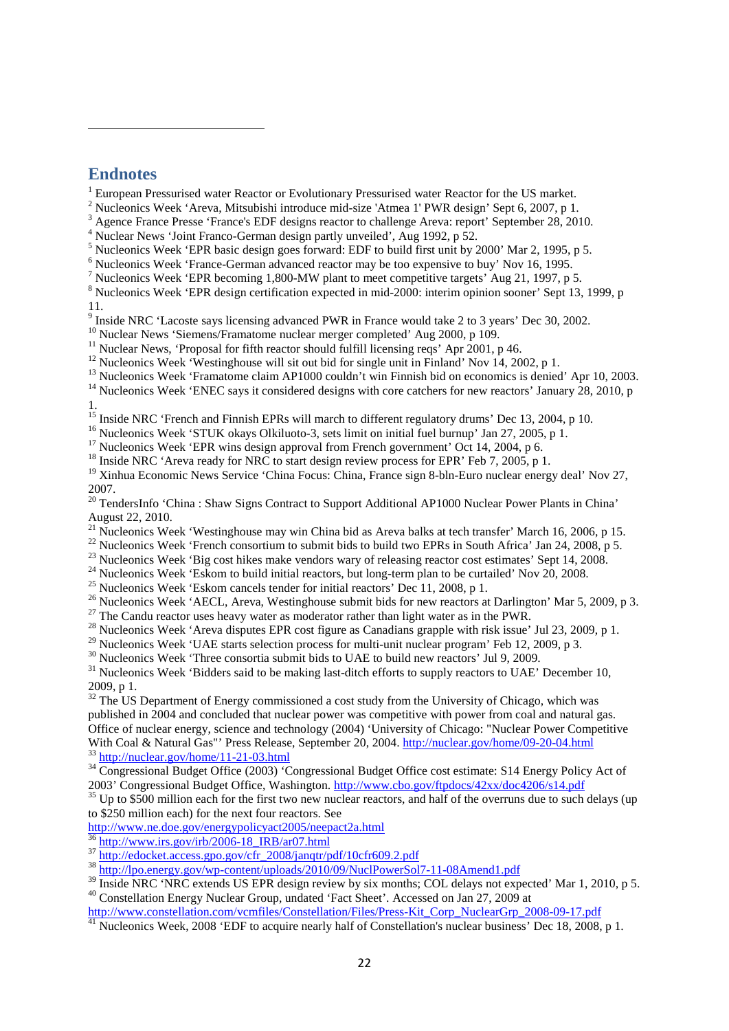## Endnotes

[1] European Pressurised water Reactor or Evolutionary Pressurised water Reactor for the US market.
[2] Nucleonics Week 'Areva, Mitsubishi introduce mid-size 'Atmea 1' PWR design' Sept 6, 2007, p 1.
[3] Agence France Presse 'France's EDF designs reactor to challenge Areva: report' September 28, 2010.
[4] Nuclear News 'Joint Franco-German design partly unveiled', Aug 1992, p 52.
[5] Nucleonics Week 'EPR basic design goes forward: EDF to build first unit by 2000' Mar 2, 1995, p 5.
[6] Nucleonics Week 'France-German advanced reactor may be too expensive to buy' Nov 16, 1995.
[7] Nucleonics Week 'EPR becoming 1,800-MW plant to meet competitive targets' Aug 21, 1997, p 5.
[8] Nucleonics Week 'EPR design certification expected in mid-2000: interim opinion sooner' Sept 13, 1999, p 11.
[9] Inside NRC 'Lacoste says licensing advanced PWR in France would take 2 to 3 years' Dec 30, 2002.
[10] Nuclear News 'Siemens/Framatome nuclear merger completed' Aug 2000, p 109.
[11] Nuclear News, 'Proposal for fifth reactor should fulfill licensing reqs' Apr 2001, p 46.
[12] Nucleonics Week 'Westinghouse will sit out bid for single unit in Finland' Nov 14, 2002, p 1.
[13] Nucleonics Week 'Framatome claim AP1000 couldn't win Finnish bid on economics is denied' Apr 10, 2003.
[14] Nucleonics Week 'ENEC says it considered designs with core catchers for new reactors' January 28, 2010, p 1.
[15] Inside NRC 'French and Finnish EPRs will march to different regulatory drums' Dec 13, 2004, p 10.
[16] Nucleonics Week 'STUK okays Olkiluoto-3, sets limit on initial fuel burnup' Jan 27, 2005, p 1.
[17] Nucleonics Week 'EPR wins design approval from French government' Oct 14, 2004, p 6.
[18] Inside NRC 'Areva ready for NRC to start design review process for EPR' Feb 7, 2005, p 1.
[19] Xinhua Economic News Service 'China Focus: China, France sign 8-bln-Euro nuclear energy deal' Nov 27, 2007.
[20] TendersInfo 'China : Shaw Signs Contract to Support Additional AP1000 Nuclear Power Plants in China' August 22, 2010.
[21] Nucleonics Week 'Westinghouse may win China bid as Areva balks at tech transfer' March 16, 2006, p 15.
[22] Nucleonics Week 'French consortium to submit bids to build two EPRs in South Africa' Jan 24, 2008, p 5.
[23] Nucleonics Week 'Big cost hikes make vendors wary of releasing reactor cost estimates' Sept 14, 2008.
[24] Nucleonics Week 'Eskom to build initial reactors, but long-term plan to be curtailed' Nov 20, 2008.
[25] Nucleonics Week 'Eskom cancels tender for initial reactors' Dec 11, 2008, p 1.
[26] Nucleonics Week 'AECL, Areva, Westinghouse submit bids for new reactors at Darlington' Mar 5, 2009, p 3.
[27] The Candu reactor uses heavy water as moderator rather than light water as in the PWR.
[28] Nucleonics Week 'Areva disputes EPR cost figure as Canadians grapple with risk issue' Jul 23, 2009, p 1.
[29] Nucleonics Week 'UAE starts selection process for multi-unit nuclear program' Feb 12, 2009, p 3.
[30] Nucleonics Week 'Three consortia submit bids to UAE to build new reactors' Jul 9, 2009.
[31] Nucleonics Week 'Bidders said to be making last-ditch efforts to supply reactors to UAE' December 10, 2009, p 1.
[32] The US Department of Energy commissioned a cost study from the University of Chicago, which was published in 2004 and concluded that nuclear power was competitive with power from coal and natural gas. Office of nuclear energy, science and technology (2004) 'University of Chicago: "Nuclear Power Competitive With Coal & Natural Gas"' Press Release, September 20, 2004. http://nuclear.gov/home/09-20-04.html
[33] http://nuclear.gov/home/11-21-03.html
[34] Congressional Budget Office (2003) 'Congressional Budget Office cost estimate: S14 Energy Policy Act of 2003' Congressional Budget Office, Washington. http://www.cbo.gov/ftpdocs/42xx/doc4206/s14.pdf
[35] Up to $500 million each for the first two new nuclear reactors, and half of the overruns due to such delays (up to $250 million each) for the next four reactors. See http://www.ne.doe.gov/energypolicyact2005/neepact2a.html
[36] http://www.irs.gov/irb/2006-18_IRB/ar07.html
[37] http://edocket.access.gpo.gov/cfr_2008/janqtr/pdf/10cfr609.2.pdf
[38] http://lpo.energy.gov/wp-content/uploads/2010/09/NuclPowerSol7-11-08Amend1.pdf
[39] Inside NRC 'NRC extends US EPR design review by six months; COL delays not expected' Mar 1, 2010, p 5.
[40] Constellation Energy Nuclear Group, undated 'Fact Sheet'. Accessed on Jan 27, 2009 at http://www.constellation.com/vcmfiles/Constellation/Files/Press-Kit_Corp_NuclearGrp_2008-09-17.pdf
[41] Nucleonics Week, 2008 'EDF to acquire nearly half of Constellation's nuclear business' Dec 18, 2008, p 1.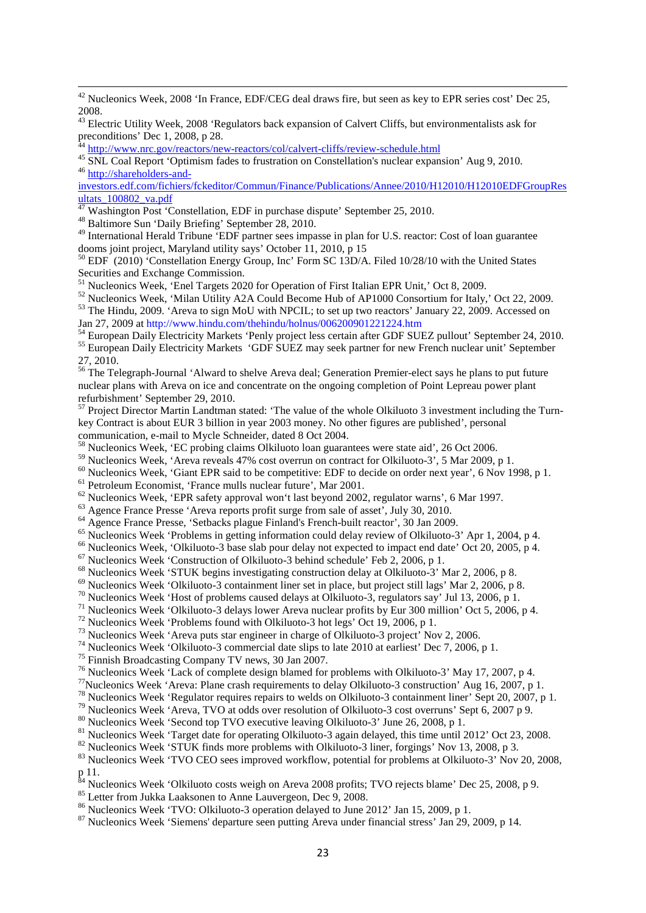[42] Nucleonics Week, 2008 'In France, EDF/CEG deal draws fire, but seen as key to EPR series cost' Dec 25, 2008.

[43] Electric Utility Week, 2008 'Regulators back expansion of Calvert Cliffs, but environmentalists ask for preconditions' Dec 1, 2008, p 28.

[44] http://www.nrc.gov/reactors/new-reactors/col/calvert-cliffs/review-schedule.html

[45] SNL Coal Report 'Optimism fades to frustration on Constellation's nuclear expansion' Aug 9, 2010.

[46] http://shareholders-and-investors.edf.com/fichiers/fckeditor/Commun/Finance/Publications/Annee/2010/H12010/H12010EDFGroupResultats_100802_va.pdf

[47] Washington Post 'Constellation, EDF in purchase dispute' September 25, 2010.

[48] Baltimore Sun 'Daily Briefing' September 28, 2010.

[49] International Herald Tribune 'EDF partner sees impasse in plan for U.S. reactor: Cost of loan guarantee dooms joint project, Maryland utility says' October 11, 2010, p 15

[50] EDF (2010) 'Constellation Energy Group, Inc' Form SC 13D/A. Filed 10/28/10 with the United States Securities and Exchange Commission.

[51] Nucleonics Week, 'Enel Targets 2020 for Operation of First Italian EPR Unit,' Oct 8, 2009.

[52] Nucleonics Week, 'Milan Utility A2A Could Become Hub of AP1000 Consortium for Italy,' Oct 22, 2009.

[53] The Hindu, 2009. 'Areva to sign MoU with NPCIL; to set up two reactors' January 22, 2009. Accessed on Jan 27, 2009 at http://www.hindu.com/thehindu/holnus/006200901221224.htm

[54] European Daily Electricity Markets 'Penly project less certain after GDF SUEZ pullout' September 24, 2010.

[55] European Daily Electricity Markets 'GDF SUEZ may seek partner for new French nuclear unit' September 27, 2010.

[56] The Telegraph-Journal 'Alward to shelve Areva deal; Generation Premier-elect says he plans to put future nuclear plans with Areva on ice and concentrate on the ongoing completion of Point Lepreau power plant refurbishment' September 29, 2010.

[57] Project Director Martin Landtman stated: 'The value of the whole Olkiluoto 3 investment including the Turn-key Contract is about EUR 3 billion in year 2003 money. No other figures are published', personal communication, e-mail to Mycle Schneider, dated 8 Oct 2004.

[58] Nucleonics Week, 'EC probing claims Olkiluoto loan guarantees were state aid', 26 Oct 2006.

[59] Nucleonics Week, 'Areva reveals 47% cost overrun on contract for Olkiluoto-3', 5 Mar 2009, p 1.

[60] Nucleonics Week, 'Giant EPR said to be competitive: EDF to decide on order next year', 6 Nov 1998, p 1.

[61] Petroleum Economist, 'France mulls nuclear future', Mar 2001.

[62] Nucleonics Week, 'EPR safety approval won't last beyond 2002, regulator warns', 6 Mar 1997.

[63] Agence France Presse 'Areva reports profit surge from sale of asset', July 30, 2010.

[64] Agence France Presse, 'Setbacks plague Finland's French-built reactor', 30 Jan 2009.

[65] Nucleonics Week 'Problems in getting information could delay review of Olkiluoto-3' Apr 1, 2004, p 4.

[66] Nucleonics Week, 'Olkiluoto-3 base slab pour delay not expected to impact end date' Oct 20, 2005, p 4.

[67] Nucleonics Week 'Construction of Olkiluoto-3 behind schedule' Feb 2, 2006, p 1.

[68] Nucleonics Week 'STUK begins investigating construction delay at Olkiluoto-3' Mar 2, 2006, p 8.

[69] Nucleonics Week 'Olkiluoto-3 containment liner set in place, but project still lags' Mar 2, 2006, p 8.

[70] Nucleonics Week 'Host of problems caused delays at Olkiluoto-3, regulators say' Jul 13, 2006, p 1.

[71] Nucleonics Week 'Olkiluoto-3 delays lower Areva nuclear profits by Eur 300 million' Oct 5, 2006, p 4.

[72] Nucleonics Week 'Problems found with Olkiluoto-3 hot legs' Oct 19, 2006, p 1.

[73] Nucleonics Week 'Areva puts star engineer in charge of Olkiluoto-3 project' Nov 2, 2006.

[74] Nucleonics Week 'Olkiluoto-3 commercial date slips to late 2010 at earliest' Dec 7, 2006, p 1.

[75] Finnish Broadcasting Company TV news, 30 Jan 2007.

[76] Nucleonics Week 'Lack of complete design blamed for problems with Olkiluoto-3' May 17, 2007, p 4.

[77] Nucleonics Week 'Areva: Plane crash requirements to delay Olkiluoto-3 construction' Aug 16, 2007, p 1.

[78] Nucleonics Week 'Regulator requires repairs to welds on Olkiluoto-3 containment liner' Sept 20, 2007, p 1.

[79] Nucleonics Week 'Areva, TVO at odds over resolution of Olkiluoto-3 cost overruns' Sept 6, 2007 p 9.

[80] Nucleonics Week 'Second top TVO executive leaving Olkiluoto-3' June 26, 2008, p 1.

[81] Nucleonics Week 'Target date for operating Olkiluoto-3 again delayed, this time until 2012' Oct 23, 2008.

[82] Nucleonics Week 'STUK finds more problems with Olkiluoto-3 liner, forgings' Nov 13, 2008, p 3.

[83] Nucleonics Week 'TVO CEO sees improved workflow, potential for problems at Olkiluoto-3' Nov 20, 2008, p 11.

[84] Nucleonics Week 'Olkiluoto costs weigh on Areva 2008 profits; TVO rejects blame' Dec 25, 2008, p 9.

[85] Letter from Jukka Laaksonen to Anne Lauvergeon, Dec 9, 2008.

[86] Nucleonics Week 'TVO: Olkiluoto-3 operation delayed to June 2012' Jan 15, 2009, p 1.

[87] Nucleonics Week 'Siemens' departure seen putting Areva under financial stress' Jan 29, 2009, p 14.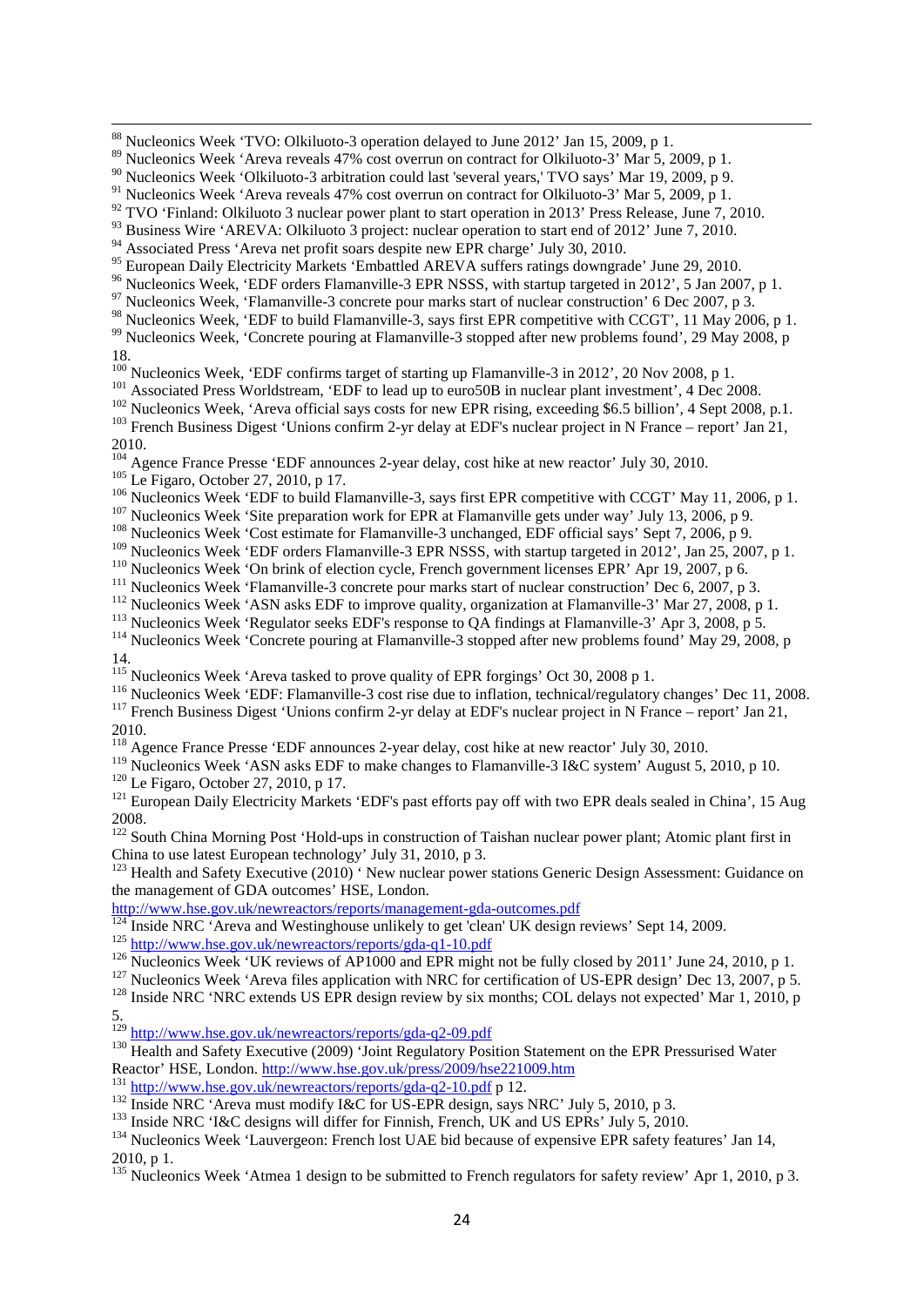[88] Nucleonics Week 'TVO: Olkiluoto-3 operation delayed to June 2012' Jan 15, 2009, p 1.

[89] Nucleonics Week 'Areva reveals 47% cost overrun on contract for Olkiluoto-3' Mar 5, 2009, p 1.

[90] Nucleonics Week 'Olkiluoto-3 arbitration could last 'several years,' TVO says' Mar 19, 2009, p 9.

[91] Nucleonics Week 'Areva reveals 47% cost overrun on contract for Olkiluoto-3' Mar 5, 2009, p 1.

[92] TVO 'Finland: Olkiluoto 3 nuclear power plant to start operation in 2013' Press Release, June 7, 2010.

[93] Business Wire 'AREVA: Olkiluoto 3 project: nuclear operation to start end of 2012' June 7, 2010.

[94] Associated Press 'Areva net profit soars despite new EPR charge' July 30, 2010.

[95] European Daily Electricity Markets 'Embattled AREVA suffers ratings downgrade' June 29, 2010.

[96] Nucleonics Week, 'EDF orders Flamanville-3 EPR NSSS, with startup targeted in 2012', 5 Jan 2007, p 1.

[97] Nucleonics Week, 'Flamanville-3 concrete pour marks start of nuclear construction' 6 Dec 2007, p 3.

[98] Nucleonics Week, 'EDF to build Flamanville-3, says first EPR competitive with CCGT', 11 May 2006, p 1.

[99] Nucleonics Week, 'Concrete pouring at Flamanville-3 stopped after new problems found', 29 May 2008, p 18.

[100] Nucleonics Week, 'EDF confirms target of starting up Flamanville-3 in 2012', 20 Nov 2008, p 1.

[101] Associated Press Worldstream, 'EDF to lead up to euro50B in nuclear plant investment', 4 Dec 2008.

[102] Nucleonics Week, 'Areva official says costs for new EPR rising, exceeding $6.5 billion', 4 Sept 2008, p.1.

[103] French Business Digest 'Unions confirm 2-yr delay at EDF's nuclear project in N France – report' Jan 21, 2010.

[104] Agence France Presse 'EDF announces 2-year delay, cost hike at new reactor' July 30, 2010.

[105] Le Figaro, October 27, 2010, p 17.

[106] Nucleonics Week 'EDF to build Flamanville-3, says first EPR competitive with CCGT' May 11, 2006, p 1.

[107] Nucleonics Week 'Site preparation work for EPR at Flamanville gets under way' July 13, 2006, p 9.

[108] Nucleonics Week 'Cost estimate for Flamanville-3 unchanged, EDF official says' Sept 7, 2006, p 9.

[109] Nucleonics Week 'EDF orders Flamanville-3 EPR NSSS, with startup targeted in 2012', Jan 25, 2007, p 1.

[110] Nucleonics Week 'On brink of election cycle, French government licenses EPR' Apr 19, 2007, p 6.

[111] Nucleonics Week 'Flamanville-3 concrete pour marks start of nuclear construction' Dec 6, 2007, p 3.

[112] Nucleonics Week 'ASN asks EDF to improve quality, organization at Flamanville-3' Mar 27, 2008, p 1.

[113] Nucleonics Week 'Regulator seeks EDF's response to QA findings at Flamanville-3' Apr 3, 2008, p 5.

[114] Nucleonics Week 'Concrete pouring at Flamanville-3 stopped after new problems found' May 29, 2008, p 14.

[115] Nucleonics Week 'Areva tasked to prove quality of EPR forgings' Oct 30, 2008 p 1.

[116] Nucleonics Week 'EDF: Flamanville-3 cost rise due to inflation, technical/regulatory changes' Dec 11, 2008.

[117] French Business Digest 'Unions confirm 2-yr delay at EDF's nuclear project in N France – report' Jan 21, 2010.

[118] Agence France Presse 'EDF announces 2-year delay, cost hike at new reactor' July 30, 2010.

[119] Nucleonics Week 'ASN asks EDF to make changes to Flamanville-3 I&C system' August 5, 2010, p 10.

[120] Le Figaro, October 27, 2010, p 17.

[121] European Daily Electricity Markets 'EDF's past efforts pay off with two EPR deals sealed in China', 15 Aug 2008.

[122] South China Morning Post 'Hold-ups in construction of Taishan nuclear power plant; Atomic plant first in China to use latest European technology' July 31, 2010, p 3.

[123] Health and Safety Executive (2010) ' New nuclear power stations Generic Design Assessment: Guidance on the management of GDA outcomes' HSE, London. http://www.hse.gov.uk/newreactors/reports/management-gda-outcomes.pdf

[124] Inside NRC 'Areva and Westinghouse unlikely to get 'clean' UK design reviews' Sept 14, 2009.

[125] http://www.hse.gov.uk/newreactors/reports/gda-q1-10.pdf

[126] Nucleonics Week 'UK reviews of AP1000 and EPR might not be fully closed by 2011' June 24, 2010, p 1.

[127] Nucleonics Week 'Areva files application with NRC for certification of US-EPR design' Dec 13, 2007, p 5.

[128] Inside NRC 'NRC extends US EPR design review by six months; COL delays not expected' Mar 1, 2010, p 5.

[129] http://www.hse.gov.uk/newreactors/reports/gda-q2-09.pdf

[130] Health and Safety Executive (2009) 'Joint Regulatory Position Statement on the EPR Pressurised Water Reactor' HSE, London. http://www.hse.gov.uk/press/2009/hse221009.htm

[131] http://www.hse.gov.uk/newreactors/reports/gda-q2-10.pdf p 12.

[132] Inside NRC 'Areva must modify I&C for US-EPR design, says NRC' July 5, 2010, p 3.

[133] Inside NRC 'I&C designs will differ for Finnish, French, UK and US EPRs' July 5, 2010.

[134] Nucleonics Week 'Lauvergeon: French lost UAE bid because of expensive EPR safety features' Jan 14, 2010, p 1.

[135] Nucleonics Week 'Atmea 1 design to be submitted to French regulators for safety review' Apr 1, 2010, p 3.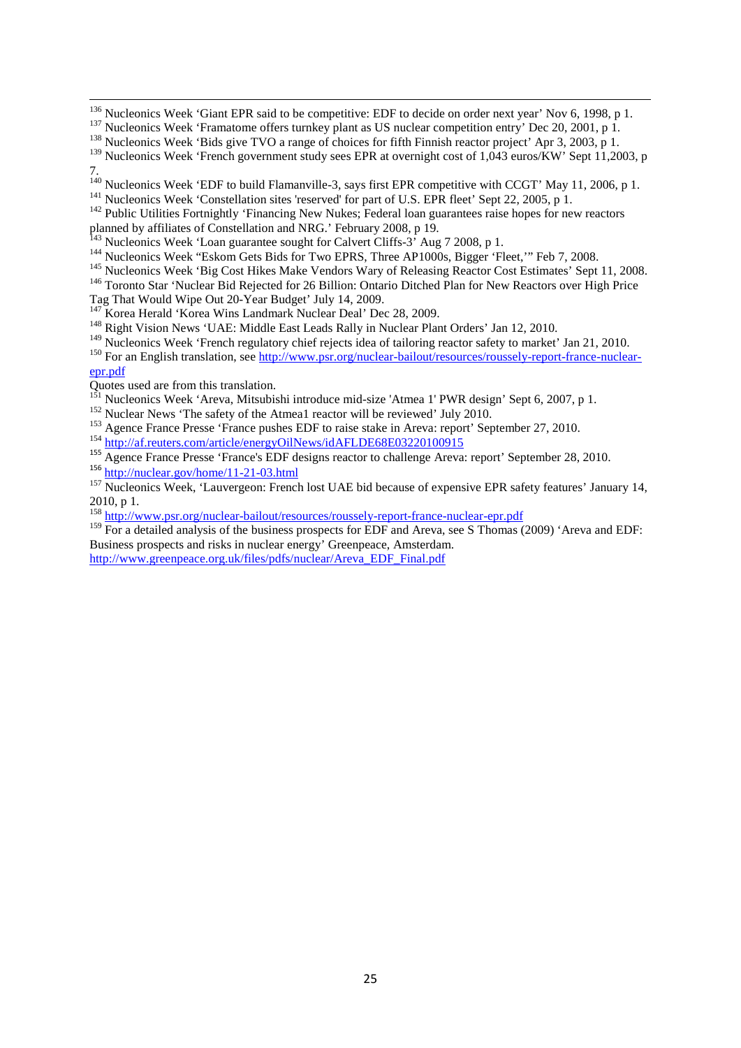[136] Nucleonics Week 'Giant EPR said to be competitive: EDF to decide on order next year' Nov 6, 1998, p 1.

[137] Nucleonics Week 'Framatome offers turnkey plant as US nuclear competition entry' Dec 20, 2001, p 1.

[138] Nucleonics Week 'Bids give TVO a range of choices for fifth Finnish reactor project' Apr 3, 2003, p 1.

[139] Nucleonics Week 'French government study sees EPR at overnight cost of 1,043 euros/KW' Sept 11,2003, p 7.

[140] Nucleonics Week 'EDF to build Flamanville-3, says first EPR competitive with CCGT' May 11, 2006, p 1.

[141] Nucleonics Week 'Constellation sites 'reserved' for part of U.S. EPR fleet' Sept 22, 2005, p 1.

[142] Public Utilities Fortnightly 'Financing New Nukes; Federal loan guarantees raise hopes for new reactors planned by affiliates of Constellation and NRG.' February 2008, p 19.

[143] Nucleonics Week 'Loan guarantee sought for Calvert Cliffs-3' Aug 7 2008, p 1.

[144] Nucleonics Week "Eskom Gets Bids for Two EPRS, Three AP1000s, Bigger 'Fleet,'" Feb 7, 2008.

[145] Nucleonics Week 'Big Cost Hikes Make Vendors Wary of Releasing Reactor Cost Estimates' Sept 11, 2008.

[146] Toronto Star 'Nuclear Bid Rejected for 26 Billion: Ontario Ditched Plan for New Reactors over High Price Tag That Would Wipe Out 20-Year Budget' July 14, 2009.

[147] Korea Herald 'Korea Wins Landmark Nuclear Deal' Dec 28, 2009.

[148] Right Vision News 'UAE: Middle East Leads Rally in Nuclear Plant Orders' Jan 12, 2010.

[149] Nucleonics Week 'French regulatory chief rejects idea of tailoring reactor safety to market' Jan 21, 2010.

[150] For an English translation, see http://www.psr.org/nuclear-bailout/resources/roussely-report-france-nuclear-epr.pdf
Quotes used are from this translation.

[151] Nucleonics Week 'Areva, Mitsubishi introduce mid-size 'Atmea 1' PWR design' Sept 6, 2007, p 1.

[152] Nuclear News 'The safety of the Atmea1 reactor will be reviewed' July 2010.

[153] Agence France Presse 'France pushes EDF to raise stake in Areva: report' September 27, 2010.

[154] http://af.reuters.com/article/energyOilNews/idAFLDE68E03220100915

[155] Agence France Presse 'France's EDF designs reactor to challenge Areva: report' September 28, 2010.

[156] http://nuclear.gov/home/11-21-03.html

[157] Nucleonics Week, 'Lauvergeon: French lost UAE bid because of expensive EPR safety features' January 14, 2010, p 1.

[158] http://www.psr.org/nuclear-bailout/resources/roussely-report-france-nuclear-epr.pdf

[159] For a detailed analysis of the business prospects for EDF and Areva, see S Thomas (2009) 'Areva and EDF: Business prospects and risks in nuclear energy' Greenpeace, Amsterdam. http://www.greenpeace.org.uk/files/pdfs/nuclear/Areva_EDF_Final.pdf